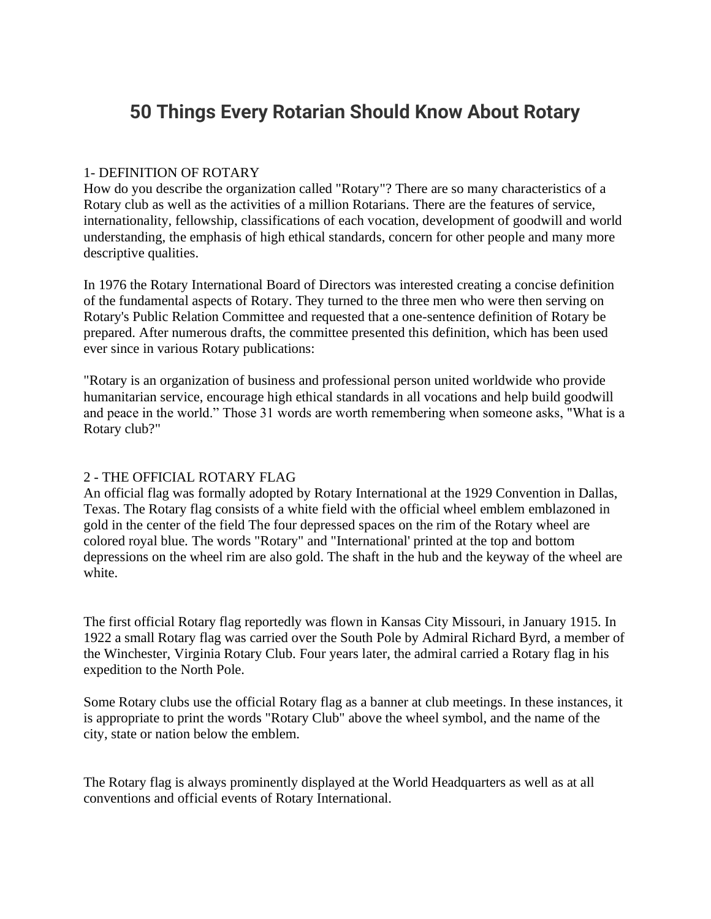# 50 Things Every Rotarian Should Know About Rotary

1- DEFINITION OF ROTARY

How do you describe the organization called "Rotary"? There are so many characteristics of a Rotary club as well as the activities of a million Rotarians. There are the features of service, internationality, fellowship, classifications of each vocation, development of goodwill and world understanding, the emphasis of high ethical standards, concern for other people and many more descriptive qualities.

In 1976 the Rotary International Board of Directors was interested creating a concise definition of the fundamental aspects of Rotary. They turned to the three men who were then serving on Rotary's Public Relation Committee and requested that a one-sentence definition of Rotary be prepared. After numerous drafts, the committee presented this definition, which has been used ever since in various Rotary publications:

"Rotary is an organization of business and professional person united worldwide who provide humanitarian service, encourage high ethical standards in all vocations and help build goodwill and peace in the world." Those 31 words are worth remembering when someone asks, "What is a Rotary club?"

2 - THE OFFICIAL ROTARY FLAG

An official flag was formally adopted by Rotary International at the 1929 Convention in Dallas, Texas. The Rotary flag consists of a white field with the official wheel emblem emblazoned in gold in the center of the field The four depressed spaces on the rim of the Rotary wheel are colored royal blue. The words "Rotary" and "International' printed at the top and bottom depressions on the wheel rim are also gold. The shaft in the hub and the keyway of the wheel are white.

The first official Rotary flag reportedly was flown in Kansas City Missouri, in January 1915. In 1922 a small Rotary flag was carried over the South Pole by Admiral Richard Byrd, a member of the Winchester, Virginia Rotary Club. Four years later, the admiral carried a Rotary flag in his expedition to the North Pole.

Some Rotary clubs use the official Rotary flag as a banner at club meetings. In these instances, it is appropriate to print the words "Rotary Club" above the wheel symbol, and the name of the city, state or nation below the emblem.

The Rotary flag is always prominently displayed at the World Headquarters as well as at all conventions and official events of Rotary International.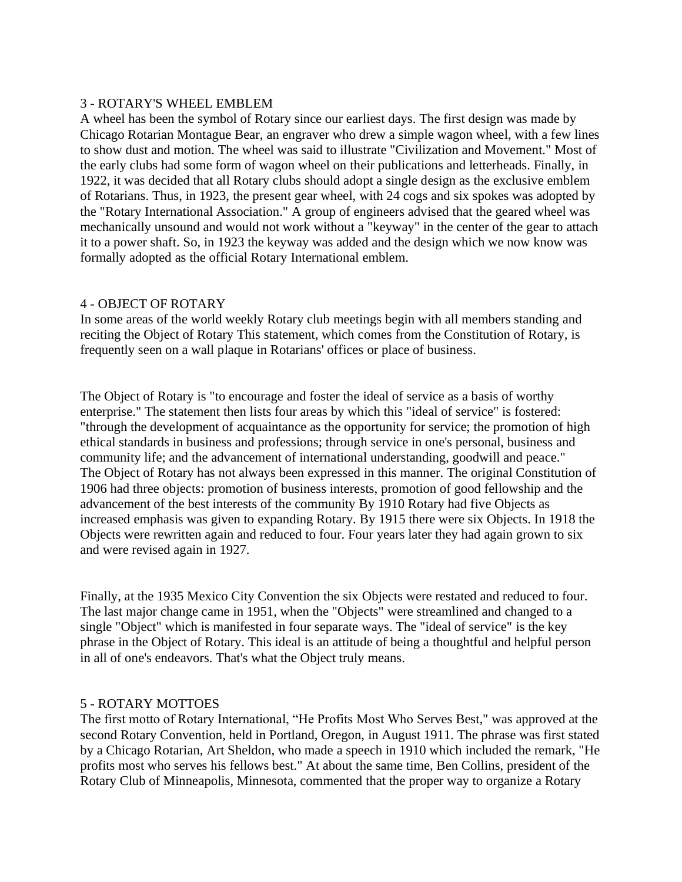## 3 - ROTARY'S WHEEL EMBLEM

A wheel has been the symbol of Rotary since our earliest days. The first design was made by Chicago Rotarian Montague Bear, an engraver who drew a simple wagon wheel, with a few lines to show dust and motion. The wheel was said to illustrate "Civilization and Movement." Most of the early clubs had some form of wagon wheel on their publications and letterheads. Finally, in 1922, it was decided that all Rotary clubs should adopt a single design as the exclusive emblem of Rotarians. Thus, in 1923, the present gear wheel, with 24 cogs and six spokes was adopted by the "Rotary International Association." A group of engineers advised that the geared wheel was mechanically unsound and would not work without a "keyway" in the center of the gear to attach it to a power shaft. So, in 1923 the keyway was added and the design which we now know was formally adopted as the official Rotary International emblem.

## 4 - OBJECT OF ROTARY

In some areas of the world weekly Rotary club meetings begin with all members standing and reciting the Object of Rotary This statement, which comes from the Constitution of Rotary, is frequently seen on a wall plaque in Rotarians' offices or place of business.

The Object of Rotary is "to encourage and foster the ideal of service as a basis of worthy enterprise." The statement then lists four areas by which this "ideal of service" is fostered: "through the development of acquaintance as the opportunity for service; the promotion of high ethical standards in business and professions; through service in one's personal, business and community life; and the advancement of international understanding, goodwill and peace."
The Object of Rotary has not always been expressed in this manner. The original Constitution of 1906 had three objects: promotion of business interests, promotion of good fellowship and the advancement of the best interests of the community By 1910 Rotary had five Objects as increased emphasis was given to expanding Rotary. By 1915 there were six Objects. In 1918 the Objects were rewritten again and reduced to four. Four years later they had again grown to six and were revised again in 1927.

Finally, at the 1935 Mexico City Convention the six Objects were restated and reduced to four. The last major change came in 1951, when the "Objects" were streamlined and changed to a single "Object" which is manifested in four separate ways. The "ideal of service" is the key phrase in the Object of Rotary. This ideal is an attitude of being a thoughtful and helpful person in all of one's endeavors. That's what the Object truly means.

## 5 - ROTARY MOTTOES

The first motto of Rotary International, "He Profits Most Who Serves Best," was approved at the second Rotary Convention, held in Portland, Oregon, in August 1911. The phrase was first stated by a Chicago Rotarian, Art Sheldon, who made a speech in 1910 which included the remark, "He profits most who serves his fellows best." At about the same time, Ben Collins, president of the Rotary Club of Minneapolis, Minnesota, commented that the proper way to organize a Rotary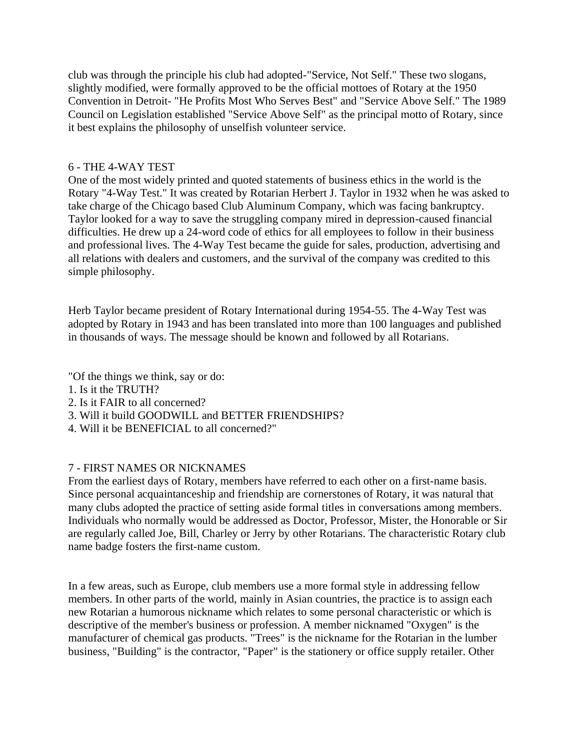club was through the principle his club had adopted-"Service, Not Self." These two slogans, slightly modified, were formally approved to be the official mottoes of Rotary at the 1950 Convention in Detroit- "He Profits Most Who Serves Best" and "Service Above Self." The 1989 Council on Legislation established "Service Above Self" as the principal motto of Rotary, since it best explains the philosophy of unselfish volunteer service.

## 6 - THE 4-WAY TEST

One of the most widely printed and quoted statements of business ethics in the world is the Rotary "4-Way Test." It was created by Rotarian Herbert J. Taylor in 1932 when he was asked to take charge of the Chicago based Club Aluminum Company, which was facing bankruptcy. Taylor looked for a way to save the struggling company mired in depression-caused financial difficulties. He drew up a 24-word code of ethics for all employees to follow in their business and professional lives. The 4-Way Test became the guide for sales, production, advertising and all relations with dealers and customers, and the survival of the company was credited to this simple philosophy.

Herb Taylor became president of Rotary International during 1954-55. The 4-Way Test was adopted by Rotary in 1943 and has been translated into more than 100 languages and published in thousands of ways. The message should be known and followed by all Rotarians.

"Of the things we think, say or do:

1. Is it the TRUTH?
2. Is it FAIR to all concerned?
3. Will it build GOODWILL and BETTER FRIENDSHIPS?
4. Will it be BENEFICIAL to all concerned?"

## 7 - FIRST NAMES OR NICKNAMES

From the earliest days of Rotary, members have referred to each other on a first-name basis. Since personal acquaintanceship and friendship are cornerstones of Rotary, it was natural that many clubs adopted the practice of setting aside formal titles in conversations among members. Individuals who normally would be addressed as Doctor, Professor, Mister, the Honorable or Sir are regularly called Joe, Bill, Charley or Jerry by other Rotarians. The characteristic Rotary club name badge fosters the first-name custom.

In a few areas, such as Europe, club members use a more formal style in addressing fellow members. In other parts of the world, mainly in Asian countries, the practice is to assign each new Rotarian a humorous nickname which relates to some personal characteristic or which is descriptive of the member's business or profession. A member nicknamed "Oxygen" is the manufacturer of chemical gas products. "Trees" is the nickname for the Rotarian in the lumber business, "Building" is the contractor, "Paper" is the stationery or office supply retailer. Other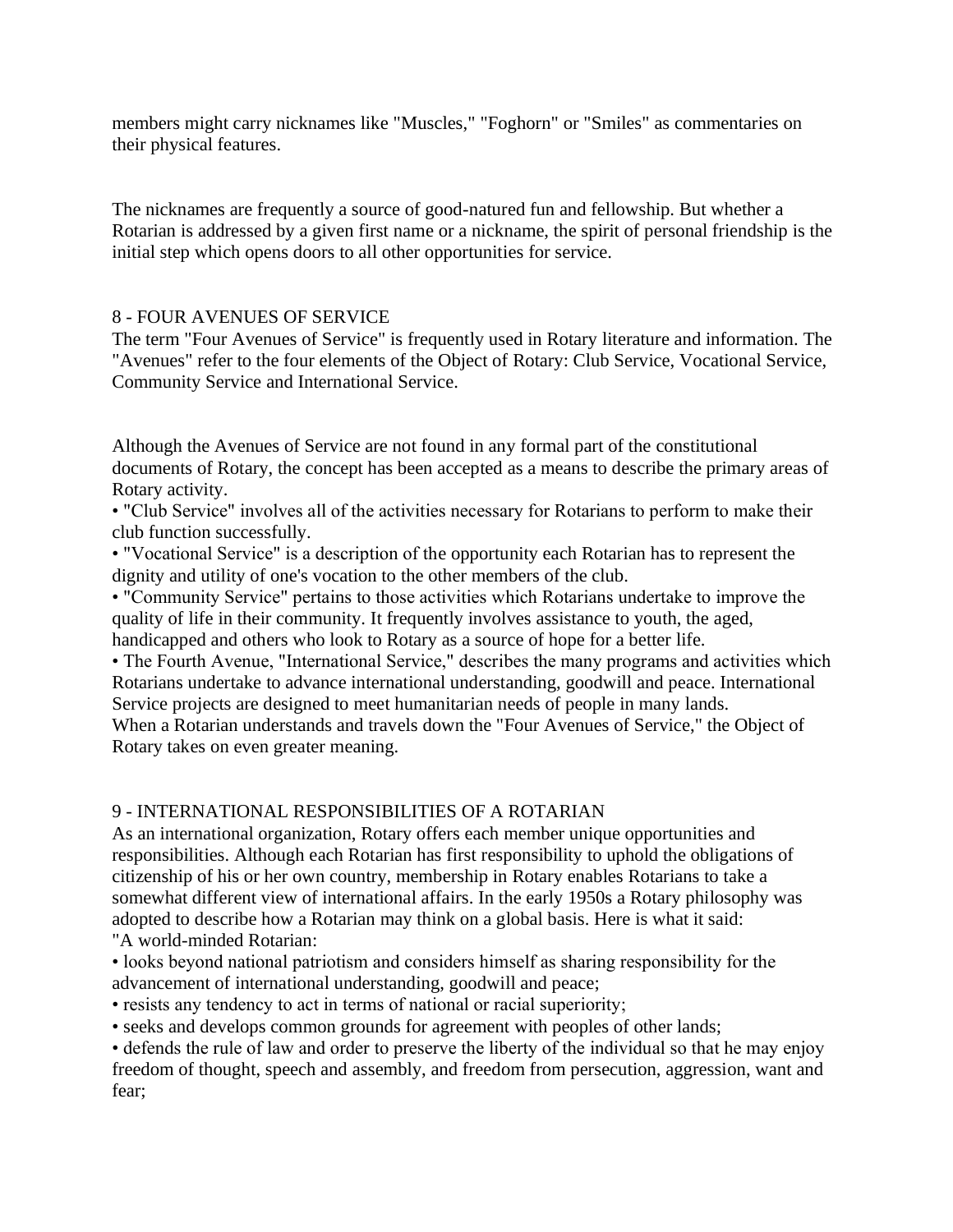members might carry nicknames like "Muscles," "Foghorn" or "Smiles" as commentaries on their physical features.

The nicknames are frequently a source of good-natured fun and fellowship. But whether a Rotarian is addressed by a given first name or a nickname, the spirit of personal friendship is the initial step which opens doors to all other opportunities for service.

## 8 - FOUR AVENUES OF SERVICE

The term "Four Avenues of Service" is frequently used in Rotary literature and information. The "Avenues" refer to the four elements of the Object of Rotary: Club Service, Vocational Service, Community Service and International Service.

Although the Avenues of Service are not found in any formal part of the constitutional documents of Rotary, the concept has been accepted as a means to describe the primary areas of Rotary activity.

- "Club Service" involves all of the activities necessary for Rotarians to perform to make their club function successfully.
- "Vocational Service" is a description of the opportunity each Rotarian has to represent the dignity and utility of one's vocation to the other members of the club.
- "Community Service" pertains to those activities which Rotarians undertake to improve the quality of life in their community. It frequently involves assistance to youth, the aged, handicapped and others who look to Rotary as a source of hope for a better life.
- The Fourth Avenue, "International Service," describes the many programs and activities which Rotarians undertake to advance international understanding, goodwill and peace. International Service projects are designed to meet humanitarian needs of people in many lands.

When a Rotarian understands and travels down the "Four Avenues of Service," the Object of Rotary takes on even greater meaning.

## 9 - INTERNATIONAL RESPONSIBILITIES OF A ROTARIAN

As an international organization, Rotary offers each member unique opportunities and responsibilities. Although each Rotarian has first responsibility to uphold the obligations of citizenship of his or her own country, membership in Rotary enables Rotarians to take a somewhat different view of international affairs. In the early 1950s a Rotary philosophy was adopted to describe how a Rotarian may think on a global basis. Here is what it said:

"A world-minded Rotarian:

- looks beyond national patriotism and considers himself as sharing responsibility for the advancement of international understanding, goodwill and peace;
- resists any tendency to act in terms of national or racial superiority;
- seeks and develops common grounds for agreement with peoples of other lands;
- defends the rule of law and order to preserve the liberty of the individual so that he may enjoy freedom of thought, speech and assembly, and freedom from persecution, aggression, want and fear;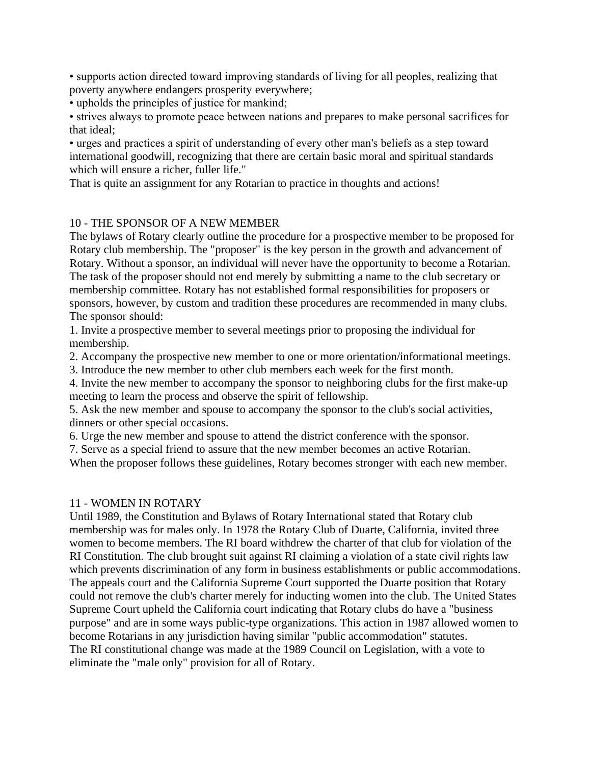• supports action directed toward improving standards of living for all peoples, realizing that poverty anywhere endangers prosperity everywhere;
• upholds the principles of justice for mankind;
• strives always to promote peace between nations and prepares to make personal sacrifices for that ideal;
• urges and practices a spirit of understanding of every other man's beliefs as a step toward international goodwill, recognizing that there are certain basic moral and spiritual standards which will ensure a richer, fuller life."

That is quite an assignment for any Rotarian to practice in thoughts and actions!

## 10 - THE SPONSOR OF A NEW MEMBER

The bylaws of Rotary clearly outline the procedure for a prospective member to be proposed for Rotary club membership. The "proposer" is the key person in the growth and advancement of Rotary. Without a sponsor, an individual will never have the opportunity to become a Rotarian. The task of the proposer should not end merely by submitting a name to the club secretary or membership committee. Rotary has not established formal responsibilities for proposers or sponsors, however, by custom and tradition these procedures are recommended in many clubs. The sponsor should:

1. Invite a prospective member to several meetings prior to proposing the individual for membership.
2. Accompany the prospective new member to one or more orientation/informational meetings.
3. Introduce the new member to other club members each week for the first month.
4. Invite the new member to accompany the sponsor to neighboring clubs for the first make-up meeting to learn the process and observe the spirit of fellowship.
5. Ask the new member and spouse to accompany the sponsor to the club's social activities, dinners or other special occasions.
6. Urge the new member and spouse to attend the district conference with the sponsor.
7. Serve as a special friend to assure that the new member becomes an active Rotarian.

When the proposer follows these guidelines, Rotary becomes stronger with each new member.

## 11 - WOMEN IN ROTARY

Until 1989, the Constitution and Bylaws of Rotary International stated that Rotary club membership was for males only. In 1978 the Rotary Club of Duarte, California, invited three women to become members. The RI board withdrew the charter of that club for violation of the RI Constitution. The club brought suit against RI claiming a violation of a state civil rights law which prevents discrimination of any form in business establishments or public accommodations. The appeals court and the California Supreme Court supported the Duarte position that Rotary could not remove the club's charter merely for inducting women into the club. The United States Supreme Court upheld the California court indicating that Rotary clubs do have a "business purpose" and are in some ways public-type organizations. This action in 1987 allowed women to become Rotarians in any jurisdiction having similar "public accommodation" statutes.

The RI constitutional change was made at the 1989 Council on Legislation, with a vote to eliminate the "male only" provision for all of Rotary.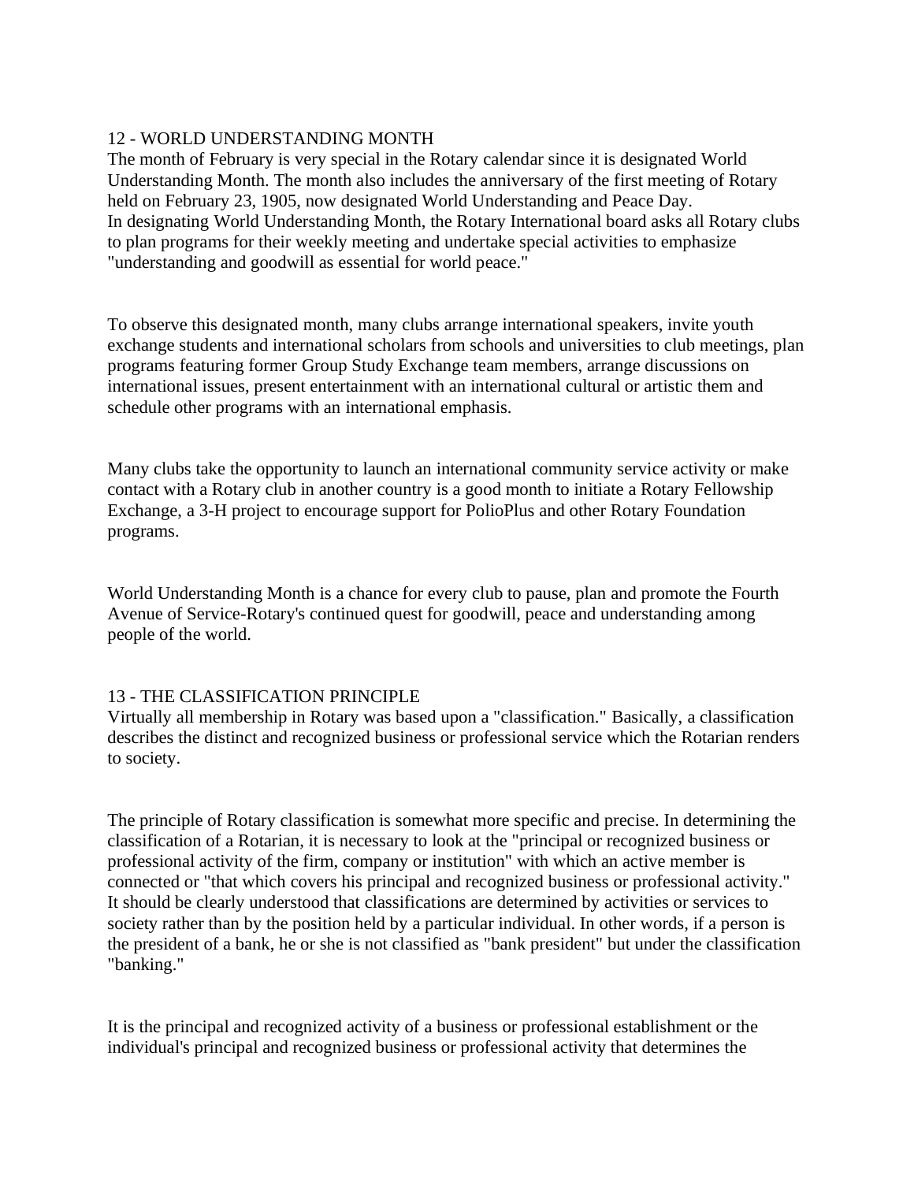## 12 - WORLD UNDERSTANDING MONTH

The month of February is very special in the Rotary calendar since it is designated World Understanding Month. The month also includes the anniversary of the first meeting of Rotary held on February 23, 1905, now designated World Understanding and Peace Day.
In designating World Understanding Month, the Rotary International board asks all Rotary clubs to plan programs for their weekly meeting and undertake special activities to emphasize "understanding and goodwill as essential for world peace."

To observe this designated month, many clubs arrange international speakers, invite youth exchange students and international scholars from schools and universities to club meetings, plan programs featuring former Group Study Exchange team members, arrange discussions on international issues, present entertainment with an international cultural or artistic them and schedule other programs with an international emphasis.

Many clubs take the opportunity to launch an international community service activity or make contact with a Rotary club in another country is a good month to initiate a Rotary Fellowship Exchange, a 3-H project to encourage support for PolioPlus and other Rotary Foundation programs.

World Understanding Month is a chance for every club to pause, plan and promote the Fourth Avenue of Service-Rotary's continued quest for goodwill, peace and understanding among people of the world.

## 13 - THE CLASSIFICATION PRINCIPLE

Virtually all membership in Rotary was based upon a "classification." Basically, a classification describes the distinct and recognized business or professional service which the Rotarian renders to society.

The principle of Rotary classification is somewhat more specific and precise. In determining the classification of a Rotarian, it is necessary to look at the "principal or recognized business or professional activity of the firm, company or institution" with which an active member is connected or "that which covers his principal and recognized business or professional activity." It should be clearly understood that classifications are determined by activities or services to society rather than by the position held by a particular individual. In other words, if a person is the president of a bank, he or she is not classified as "bank president" but under the classification "banking."

It is the principal and recognized activity of a business or professional establishment or the individual's principal and recognized business or professional activity that determines the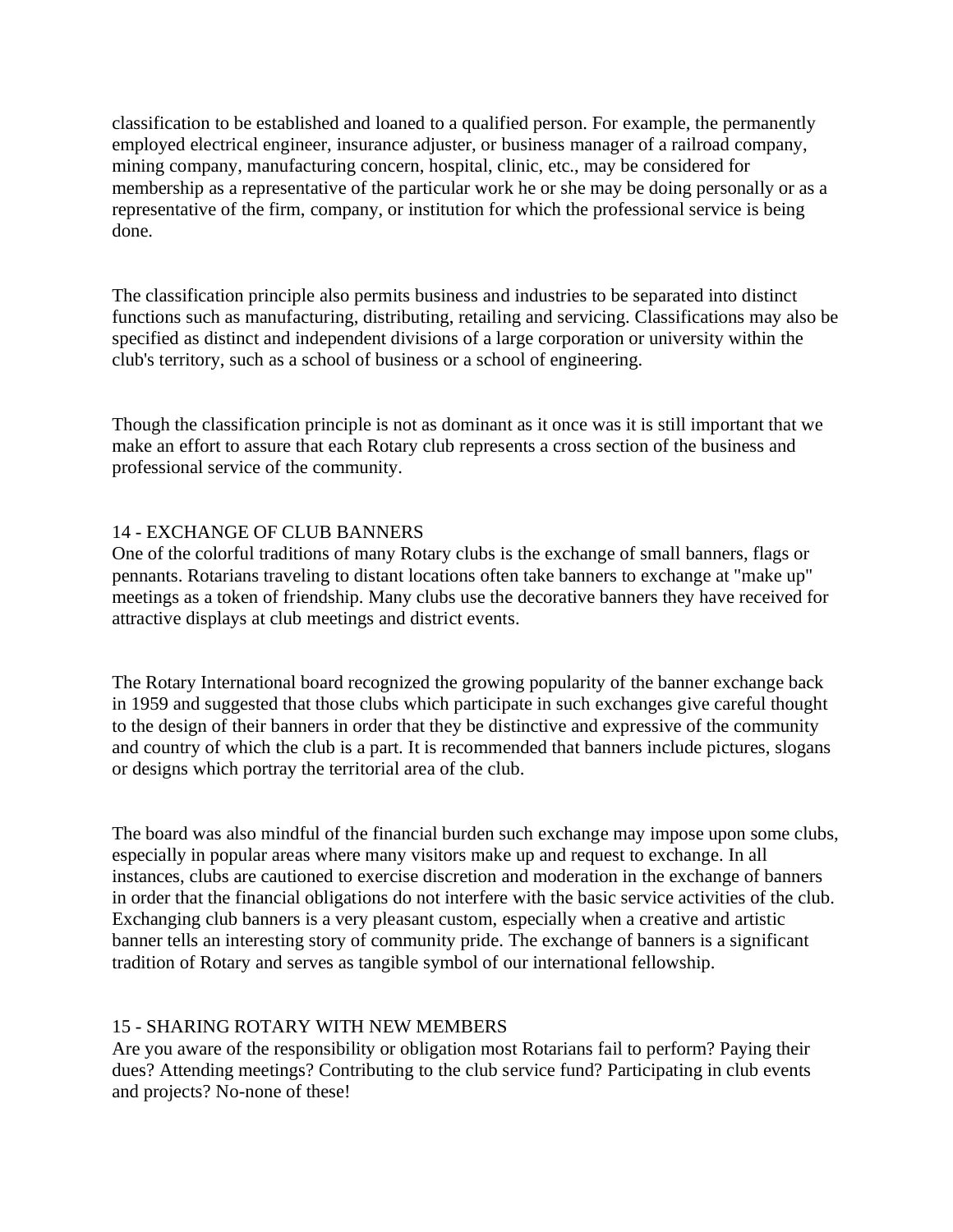classification to be established and loaned to a qualified person. For example, the permanently employed electrical engineer, insurance adjuster, or business manager of a railroad company, mining company, manufacturing concern, hospital, clinic, etc., may be considered for membership as a representative of the particular work he or she may be doing personally or as a representative of the firm, company, or institution for which the professional service is being done.

The classification principle also permits business and industries to be separated into distinct functions such as manufacturing, distributing, retailing and servicing. Classifications may also be specified as distinct and independent divisions of a large corporation or university within the club's territory, such as a school of business or a school of engineering.

Though the classification principle is not as dominant as it once was it is still important that we make an effort to assure that each Rotary club represents a cross section of the business and professional service of the community.

## 14 - EXCHANGE OF CLUB BANNERS

One of the colorful traditions of many Rotary clubs is the exchange of small banners, flags or pennants. Rotarians traveling to distant locations often take banners to exchange at "make up" meetings as a token of friendship. Many clubs use the decorative banners they have received for attractive displays at club meetings and district events.

The Rotary International board recognized the growing popularity of the banner exchange back in 1959 and suggested that those clubs which participate in such exchanges give careful thought to the design of their banners in order that they be distinctive and expressive of the community and country of which the club is a part. It is recommended that banners include pictures, slogans or designs which portray the territorial area of the club.

The board was also mindful of the financial burden such exchange may impose upon some clubs, especially in popular areas where many visitors make up and request to exchange. In all instances, clubs are cautioned to exercise discretion and moderation in the exchange of banners in order that the financial obligations do not interfere with the basic service activities of the club. Exchanging club banners is a very pleasant custom, especially when a creative and artistic banner tells an interesting story of community pride. The exchange of banners is a significant tradition of Rotary and serves as tangible symbol of our international fellowship.

## 15 - SHARING ROTARY WITH NEW MEMBERS

Are you aware of the responsibility or obligation most Rotarians fail to perform? Paying their dues? Attending meetings? Contributing to the club service fund? Participating in club events and projects? No-none of these!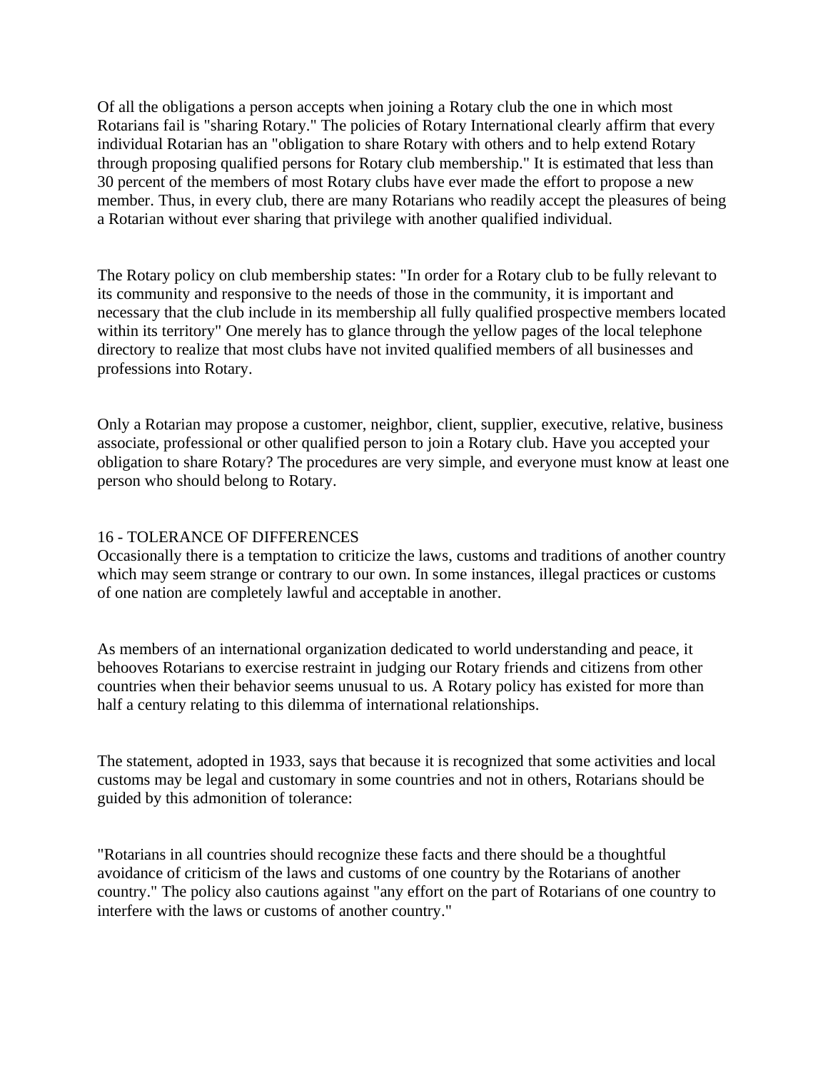Of all the obligations a person accepts when joining a Rotary club the one in which most Rotarians fail is "sharing Rotary." The policies of Rotary International clearly affirm that every individual Rotarian has an "obligation to share Rotary with others and to help extend Rotary through proposing qualified persons for Rotary club membership." It is estimated that less than 30 percent of the members of most Rotary clubs have ever made the effort to propose a new member. Thus, in every club, there are many Rotarians who readily accept the pleasures of being a Rotarian without ever sharing that privilege with another qualified individual.

The Rotary policy on club membership states: "In order for a Rotary club to be fully relevant to its community and responsive to the needs of those in the community, it is important and necessary that the club include in its membership all fully qualified prospective members located within its territory" One merely has to glance through the yellow pages of the local telephone directory to realize that most clubs have not invited qualified members of all businesses and professions into Rotary.

Only a Rotarian may propose a customer, neighbor, client, supplier, executive, relative, business associate, professional or other qualified person to join a Rotary club. Have you accepted your obligation to share Rotary? The procedures are very simple, and everyone must know at least one person who should belong to Rotary.

## 16 - TOLERANCE OF DIFFERENCES

Occasionally there is a temptation to criticize the laws, customs and traditions of another country which may seem strange or contrary to our own. In some instances, illegal practices or customs of one nation are completely lawful and acceptable in another.

As members of an international organization dedicated to world understanding and peace, it behooves Rotarians to exercise restraint in judging our Rotary friends and citizens from other countries when their behavior seems unusual to us. A Rotary policy has existed for more than half a century relating to this dilemma of international relationships.

The statement, adopted in 1933, says that because it is recognized that some activities and local customs may be legal and customary in some countries and not in others, Rotarians should be guided by this admonition of tolerance:

"Rotarians in all countries should recognize these facts and there should be a thoughtful avoidance of criticism of the laws and customs of one country by the Rotarians of another country." The policy also cautions against "any effort on the part of Rotarians of one country to interfere with the laws or customs of another country."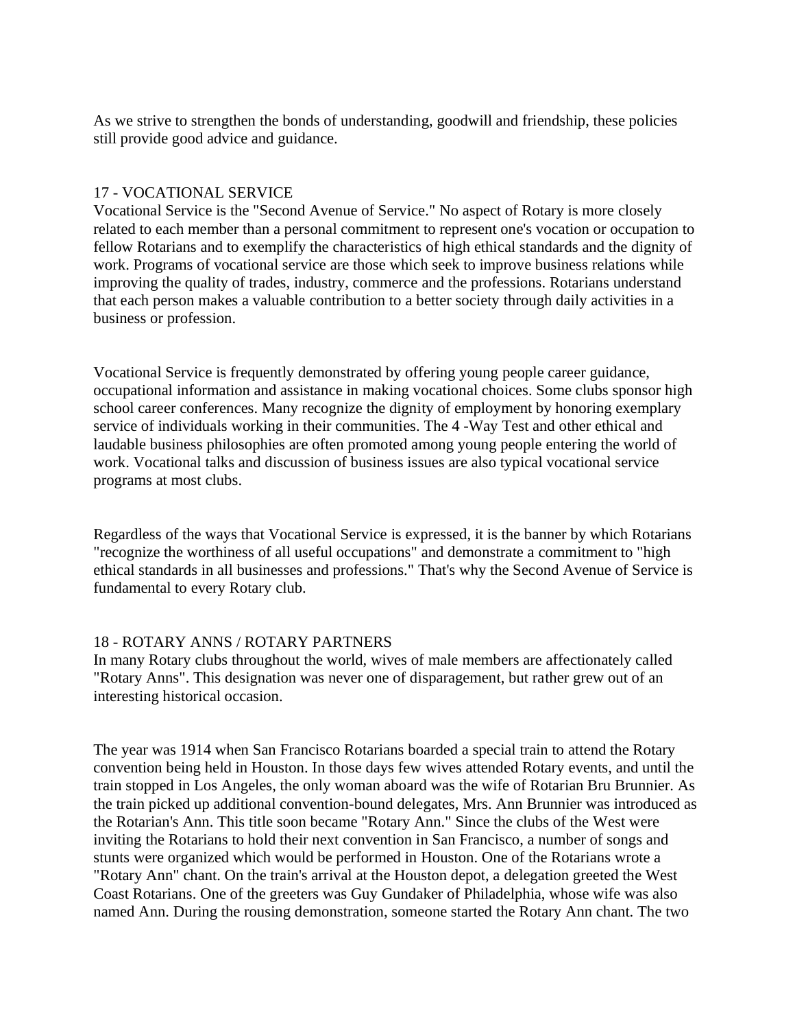As we strive to strengthen the bonds of understanding, goodwill and friendship, these policies still provide good advice and guidance.

## 17 - VOCATIONAL SERVICE

Vocational Service is the "Second Avenue of Service." No aspect of Rotary is more closely related to each member than a personal commitment to represent one's vocation or occupation to fellow Rotarians and to exemplify the characteristics of high ethical standards and the dignity of work. Programs of vocational service are those which seek to improve business relations while improving the quality of trades, industry, commerce and the professions. Rotarians understand that each person makes a valuable contribution to a better society through daily activities in a business or profession.

Vocational Service is frequently demonstrated by offering young people career guidance, occupational information and assistance in making vocational choices. Some clubs sponsor high school career conferences. Many recognize the dignity of employment by honoring exemplary service of individuals working in their communities. The 4 -Way Test and other ethical and laudable business philosophies are often promoted among young people entering the world of work. Vocational talks and discussion of business issues are also typical vocational service programs at most clubs.

Regardless of the ways that Vocational Service is expressed, it is the banner by which Rotarians "recognize the worthiness of all useful occupations" and demonstrate a commitment to "high ethical standards in all businesses and professions." That's why the Second Avenue of Service is fundamental to every Rotary club.

## 18 - ROTARY ANNS / ROTARY PARTNERS

In many Rotary clubs throughout the world, wives of male members are affectionately called "Rotary Anns". This designation was never one of disparagement, but rather grew out of an interesting historical occasion.

The year was 1914 when San Francisco Rotarians boarded a special train to attend the Rotary convention being held in Houston. In those days few wives attended Rotary events, and until the train stopped in Los Angeles, the only woman aboard was the wife of Rotarian Bru Brunnier. As the train picked up additional convention-bound delegates, Mrs. Ann Brunnier was introduced as the Rotarian's Ann. This title soon became "Rotary Ann." Since the clubs of the West were inviting the Rotarians to hold their next convention in San Francisco, a number of songs and stunts were organized which would be performed in Houston. One of the Rotarians wrote a "Rotary Ann" chant. On the train's arrival at the Houston depot, a delegation greeted the West Coast Rotarians. One of the greeters was Guy Gundaker of Philadelphia, whose wife was also named Ann. During the rousing demonstration, someone started the Rotary Ann chant. The two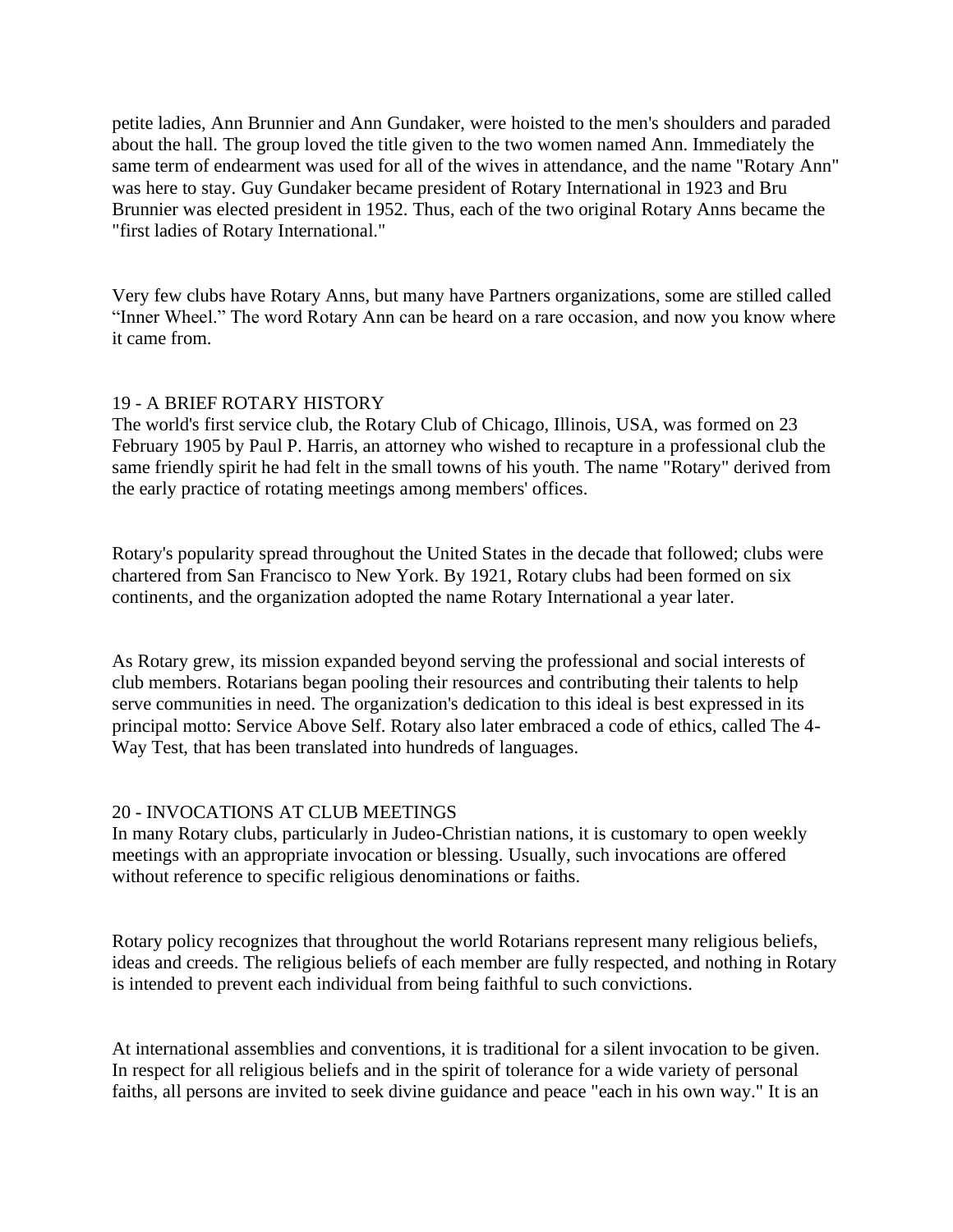petite ladies, Ann Brunnier and Ann Gundaker, were hoisted to the men's shoulders and paraded about the hall. The group loved the title given to the two women named Ann. Immediately the same term of endearment was used for all of the wives in attendance, and the name "Rotary Ann" was here to stay. Guy Gundaker became president of Rotary International in 1923 and Bru Brunnier was elected president in 1952. Thus, each of the two original Rotary Anns became the "first ladies of Rotary International."

Very few clubs have Rotary Anns, but many have Partners organizations, some are stilled called "Inner Wheel." The word Rotary Ann can be heard on a rare occasion, and now you know where it came from.

## 19 - A BRIEF ROTARY HISTORY

The world's first service club, the Rotary Club of Chicago, Illinois, USA, was formed on 23 February 1905 by Paul P. Harris, an attorney who wished to recapture in a professional club the same friendly spirit he had felt in the small towns of his youth. The name "Rotary" derived from the early practice of rotating meetings among members' offices.

Rotary's popularity spread throughout the United States in the decade that followed; clubs were chartered from San Francisco to New York. By 1921, Rotary clubs had been formed on six continents, and the organization adopted the name Rotary International a year later.

As Rotary grew, its mission expanded beyond serving the professional and social interests of club members. Rotarians began pooling their resources and contributing their talents to help serve communities in need. The organization's dedication to this ideal is best expressed in its principal motto: Service Above Self. Rotary also later embraced a code of ethics, called The 4-Way Test, that has been translated into hundreds of languages.

## 20 - INVOCATIONS AT CLUB MEETINGS

In many Rotary clubs, particularly in Judeo-Christian nations, it is customary to open weekly meetings with an appropriate invocation or blessing. Usually, such invocations are offered without reference to specific religious denominations or faiths.

Rotary policy recognizes that throughout the world Rotarians represent many religious beliefs, ideas and creeds. The religious beliefs of each member are fully respected, and nothing in Rotary is intended to prevent each individual from being faithful to such convictions.

At international assemblies and conventions, it is traditional for a silent invocation to be given. In respect for all religious beliefs and in the spirit of tolerance for a wide variety of personal faiths, all persons are invited to seek divine guidance and peace "each in his own way." It is an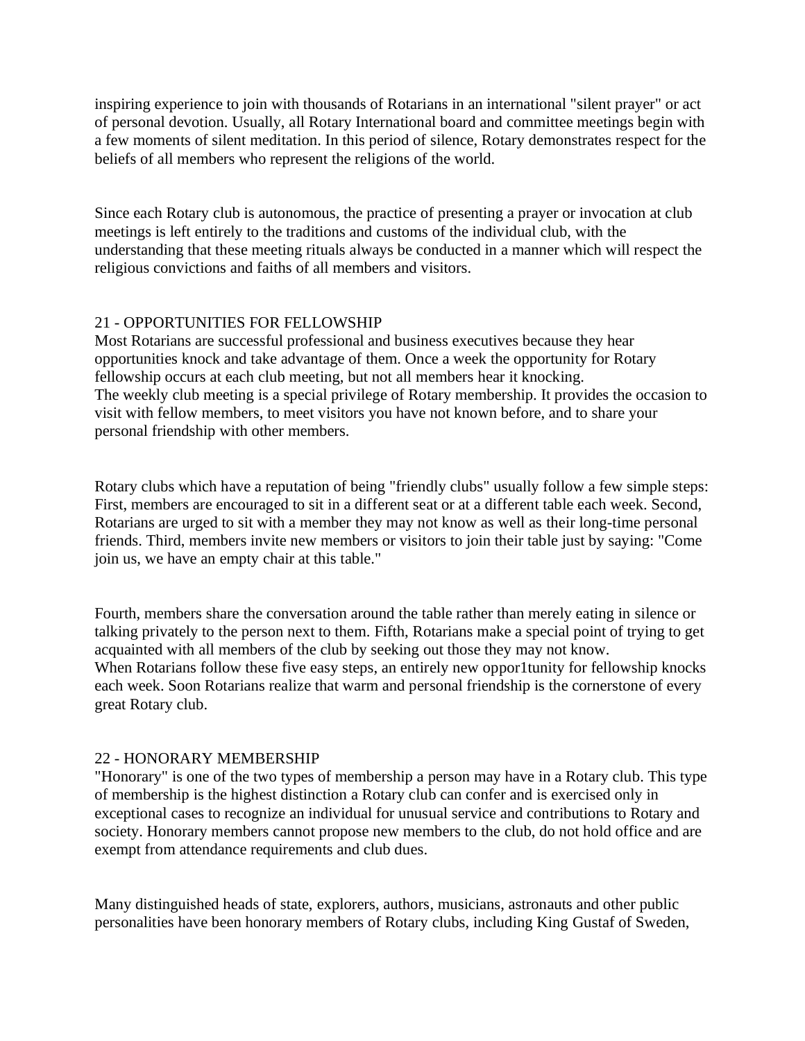inspiring experience to join with thousands of Rotarians in an international "silent prayer" or act of personal devotion. Usually, all Rotary International board and committee meetings begin with a few moments of silent meditation. In this period of silence, Rotary demonstrates respect for the beliefs of all members who represent the religions of the world.

Since each Rotary club is autonomous, the practice of presenting a prayer or invocation at club meetings is left entirely to the traditions and customs of the individual club, with the understanding that these meeting rituals always be conducted in a manner which will respect the religious convictions and faiths of all members and visitors.

## 21 - OPPORTUNITIES FOR FELLOWSHIP

Most Rotarians are successful professional and business executives because they hear opportunities knock and take advantage of them. Once a week the opportunity for Rotary fellowship occurs at each club meeting, but not all members hear it knocking.
The weekly club meeting is a special privilege of Rotary membership. It provides the occasion to visit with fellow members, to meet visitors you have not known before, and to share your personal friendship with other members.

Rotary clubs which have a reputation of being "friendly clubs" usually follow a few simple steps: First, members are encouraged to sit in a different seat or at a different table each week. Second, Rotarians are urged to sit with a member they may not know as well as their long-time personal friends. Third, members invite new members or visitors to join their table just by saying: "Come join us, we have an empty chair at this table."

Fourth, members share the conversation around the table rather than merely eating in silence or talking privately to the person next to them. Fifth, Rotarians make a special point of trying to get acquainted with all members of the club by seeking out those they may not know.
When Rotarians follow these five easy steps, an entirely new oppor1tunity for fellowship knocks each week. Soon Rotarians realize that warm and personal friendship is the cornerstone of every great Rotary club.

## 22 - HONORARY MEMBERSHIP

"Honorary" is one of the two types of membership a person may have in a Rotary club. This type of membership is the highest distinction a Rotary club can confer and is exercised only in exceptional cases to recognize an individual for unusual service and contributions to Rotary and society. Honorary members cannot propose new members to the club, do not hold office and are exempt from attendance requirements and club dues.

Many distinguished heads of state, explorers, authors, musicians, astronauts and other public personalities have been honorary members of Rotary clubs, including King Gustaf of Sweden,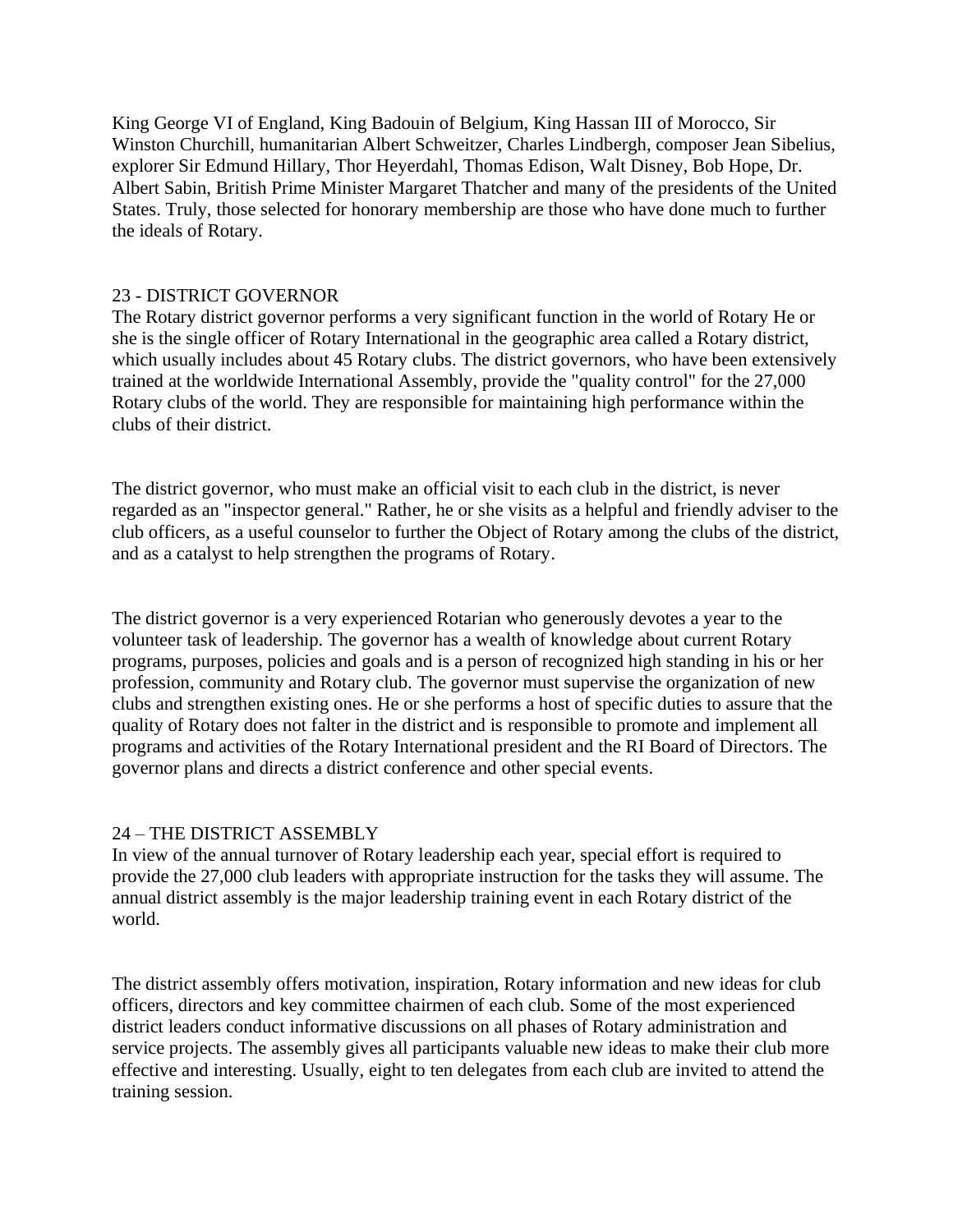King George VI of England, King Badouin of Belgium, King Hassan III of Morocco, Sir Winston Churchill, humanitarian Albert Schweitzer, Charles Lindbergh, composer Jean Sibelius, explorer Sir Edmund Hillary, Thor Heyerdahl, Thomas Edison, Walt Disney, Bob Hope, Dr. Albert Sabin, British Prime Minister Margaret Thatcher and many of the presidents of the United States. Truly, those selected for honorary membership are those who have done much to further the ideals of Rotary.

## 23 - DISTRICT GOVERNOR

The Rotary district governor performs a very significant function in the world of Rotary He or she is the single officer of Rotary International in the geographic area called a Rotary district, which usually includes about 45 Rotary clubs. The district governors, who have been extensively trained at the worldwide International Assembly, provide the "quality control" for the 27,000 Rotary clubs of the world. They are responsible for maintaining high performance within the clubs of their district.

The district governor, who must make an official visit to each club in the district, is never regarded as an "inspector general." Rather, he or she visits as a helpful and friendly adviser to the club officers, as a useful counselor to further the Object of Rotary among the clubs of the district, and as a catalyst to help strengthen the programs of Rotary.

The district governor is a very experienced Rotarian who generously devotes a year to the volunteer task of leadership. The governor has a wealth of knowledge about current Rotary programs, purposes, policies and goals and is a person of recognized high standing in his or her profession, community and Rotary club. The governor must supervise the organization of new clubs and strengthen existing ones. He or she performs a host of specific duties to assure that the quality of Rotary does not falter in the district and is responsible to promote and implement all programs and activities of the Rotary International president and the RI Board of Directors. The governor plans and directs a district conference and other special events.

## 24 – THE DISTRICT ASSEMBLY

In view of the annual turnover of Rotary leadership each year, special effort is required to provide the 27,000 club leaders with appropriate instruction for the tasks they will assume. The annual district assembly is the major leadership training event in each Rotary district of the world.

The district assembly offers motivation, inspiration, Rotary information and new ideas for club officers, directors and key committee chairmen of each club. Some of the most experienced district leaders conduct informative discussions on all phases of Rotary administration and service projects. The assembly gives all participants valuable new ideas to make their club more effective and interesting. Usually, eight to ten delegates from each club are invited to attend the training session.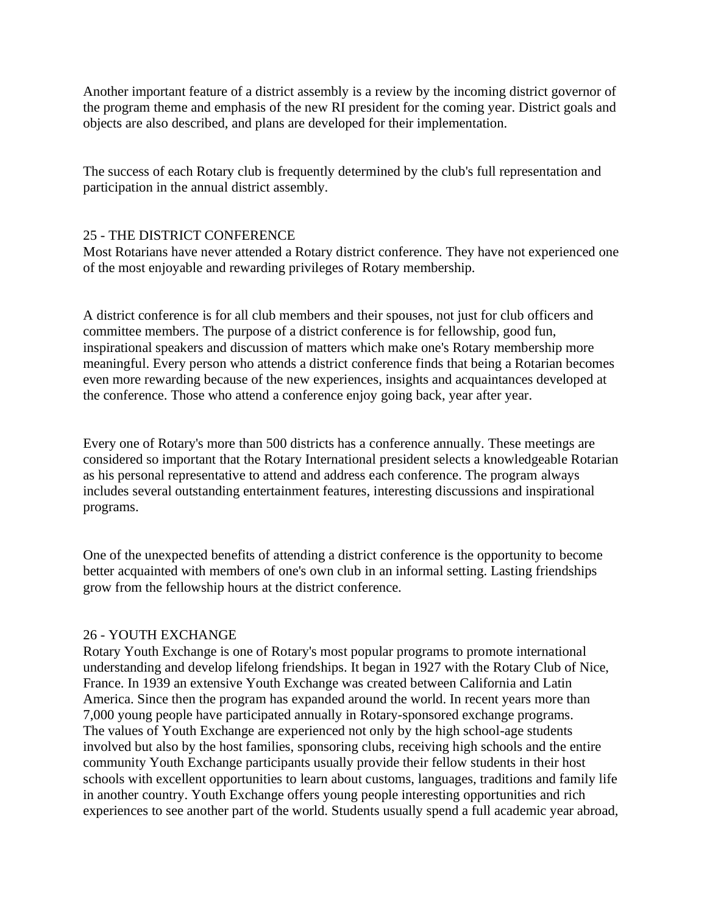Another important feature of a district assembly is a review by the incoming district governor of the program theme and emphasis of the new RI president for the coming year. District goals and objects are also described, and plans are developed for their implementation.

The success of each Rotary club is frequently determined by the club's full representation and participation in the annual district assembly.

## 25 - THE DISTRICT CONFERENCE

Most Rotarians have never attended a Rotary district conference. They have not experienced one of the most enjoyable and rewarding privileges of Rotary membership.

A district conference is for all club members and their spouses, not just for club officers and committee members. The purpose of a district conference is for fellowship, good fun, inspirational speakers and discussion of matters which make one's Rotary membership more meaningful. Every person who attends a district conference finds that being a Rotarian becomes even more rewarding because of the new experiences, insights and acquaintances developed at the conference. Those who attend a conference enjoy going back, year after year.

Every one of Rotary's more than 500 districts has a conference annually. These meetings are considered so important that the Rotary International president selects a knowledgeable Rotarian as his personal representative to attend and address each conference. The program always includes several outstanding entertainment features, interesting discussions and inspirational programs.

One of the unexpected benefits of attending a district conference is the opportunity to become better acquainted with members of one's own club in an informal setting. Lasting friendships grow from the fellowship hours at the district conference.

## 26 - YOUTH EXCHANGE

Rotary Youth Exchange is one of Rotary's most popular programs to promote international understanding and develop lifelong friendships. It began in 1927 with the Rotary Club of Nice, France. In 1939 an extensive Youth Exchange was created between California and Latin America. Since then the program has expanded around the world. In recent years more than 7,000 young people have participated annually in Rotary-sponsored exchange programs. The values of Youth Exchange are experienced not only by the high school-age students involved but also by the host families, sponsoring clubs, receiving high schools and the entire community Youth Exchange participants usually provide their fellow students in their host schools with excellent opportunities to learn about customs, languages, traditions and family life in another country. Youth Exchange offers young people interesting opportunities and rich experiences to see another part of the world. Students usually spend a full academic year abroad,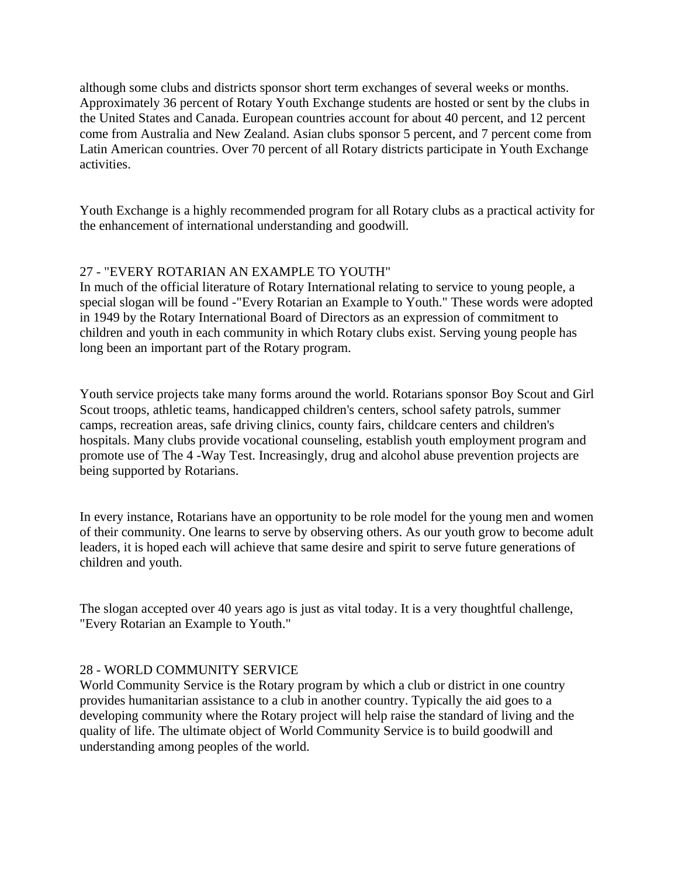although some clubs and districts sponsor short term exchanges of several weeks or months. Approximately 36 percent of Rotary Youth Exchange students are hosted or sent by the clubs in the United States and Canada. European countries account for about 40 percent, and 12 percent come from Australia and New Zealand. Asian clubs sponsor 5 percent, and 7 percent come from Latin American countries. Over 70 percent of all Rotary districts participate in Youth Exchange activities.

Youth Exchange is a highly recommended program for all Rotary clubs as a practical activity for the enhancement of international understanding and goodwill.

## 27 - "EVERY ROTARIAN AN EXAMPLE TO YOUTH"

In much of the official literature of Rotary International relating to service to young people, a special slogan will be found -"Every Rotarian an Example to Youth." These words were adopted in 1949 by the Rotary International Board of Directors as an expression of commitment to children and youth in each community in which Rotary clubs exist. Serving young people has long been an important part of the Rotary program.

Youth service projects take many forms around the world. Rotarians sponsor Boy Scout and Girl Scout troops, athletic teams, handicapped children's centers, school safety patrols, summer camps, recreation areas, safe driving clinics, county fairs, childcare centers and children's hospitals. Many clubs provide vocational counseling, establish youth employment program and promote use of The 4 -Way Test. Increasingly, drug and alcohol abuse prevention projects are being supported by Rotarians.

In every instance, Rotarians have an opportunity to be role model for the young men and women of their community. One learns to serve by observing others. As our youth grow to become adult leaders, it is hoped each will achieve that same desire and spirit to serve future generations of children and youth.

The slogan accepted over 40 years ago is just as vital today. It is a very thoughtful challenge, "Every Rotarian an Example to Youth."

## 28 - WORLD COMMUNITY SERVICE

World Community Service is the Rotary program by which a club or district in one country provides humanitarian assistance to a club in another country. Typically the aid goes to a developing community where the Rotary project will help raise the standard of living and the quality of life. The ultimate object of World Community Service is to build goodwill and understanding among peoples of the world.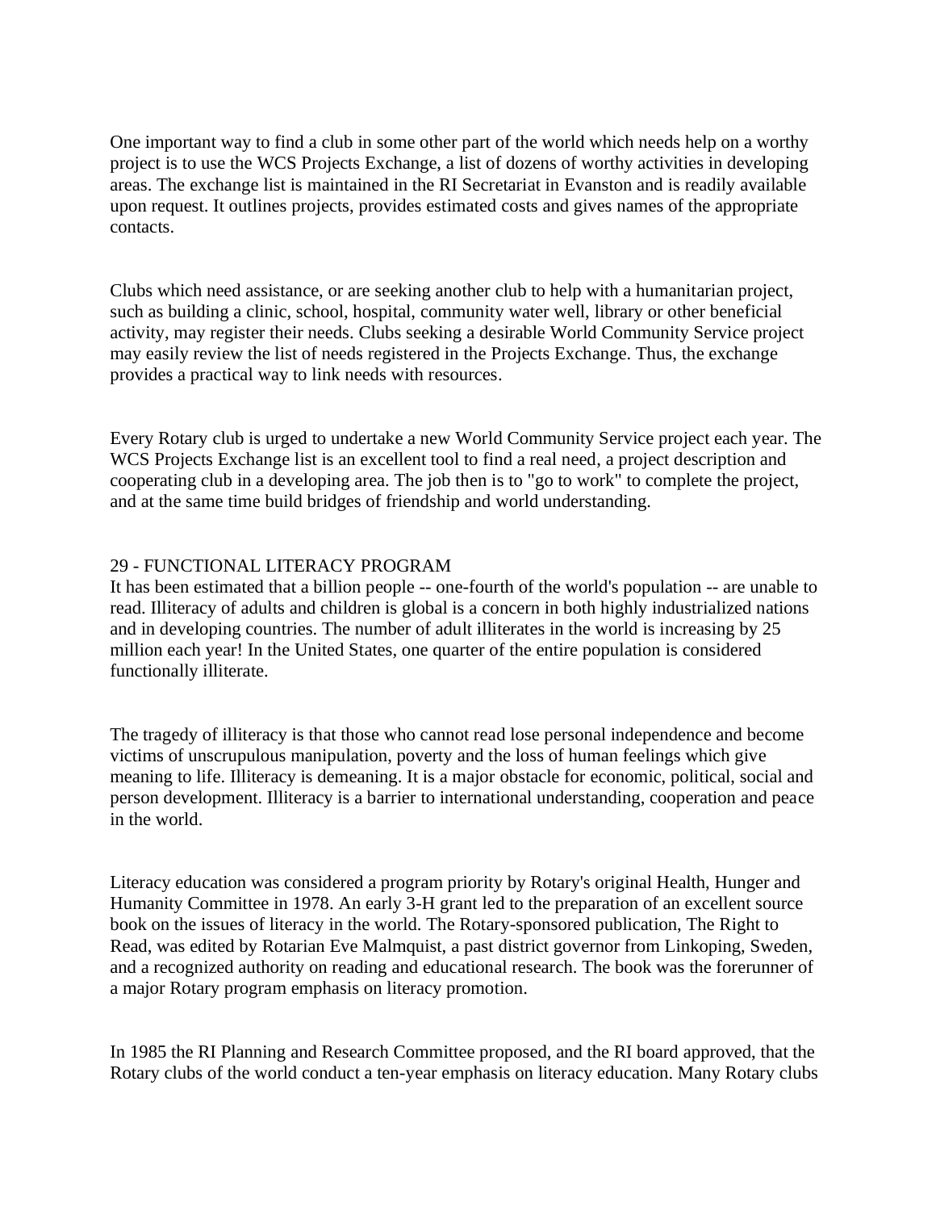One important way to find a club in some other part of the world which needs help on a worthy project is to use the WCS Projects Exchange, a list of dozens of worthy activities in developing areas. The exchange list is maintained in the RI Secretariat in Evanston and is readily available upon request. It outlines projects, provides estimated costs and gives names of the appropriate contacts.

Clubs which need assistance, or are seeking another club to help with a humanitarian project, such as building a clinic, school, hospital, community water well, library or other beneficial activity, may register their needs. Clubs seeking a desirable World Community Service project may easily review the list of needs registered in the Projects Exchange. Thus, the exchange provides a practical way to link needs with resources.

Every Rotary club is urged to undertake a new World Community Service project each year. The WCS Projects Exchange list is an excellent tool to find a real need, a project description and cooperating club in a developing area. The job then is to "go to work" to complete the project, and at the same time build bridges of friendship and world understanding.

## 29 - FUNCTIONAL LITERACY PROGRAM

It has been estimated that a billion people -- one-fourth of the world's population -- are unable to read. Illiteracy of adults and children is global is a concern in both highly industrialized nations and in developing countries. The number of adult illiterates in the world is increasing by 25 million each year! In the United States, one quarter of the entire population is considered functionally illiterate.

The tragedy of illiteracy is that those who cannot read lose personal independence and become victims of unscrupulous manipulation, poverty and the loss of human feelings which give meaning to life. Illiteracy is demeaning. It is a major obstacle for economic, political, social and person development. Illiteracy is a barrier to international understanding, cooperation and peace in the world.

Literacy education was considered a program priority by Rotary's original Health, Hunger and Humanity Committee in 1978. An early 3-H grant led to the preparation of an excellent source book on the issues of literacy in the world. The Rotary-sponsored publication, The Right to Read, was edited by Rotarian Eve Malmquist, a past district governor from Linkoping, Sweden, and a recognized authority on reading and educational research. The book was the forerunner of a major Rotary program emphasis on literacy promotion.

In 1985 the RI Planning and Research Committee proposed, and the RI board approved, that the Rotary clubs of the world conduct a ten-year emphasis on literacy education. Many Rotary clubs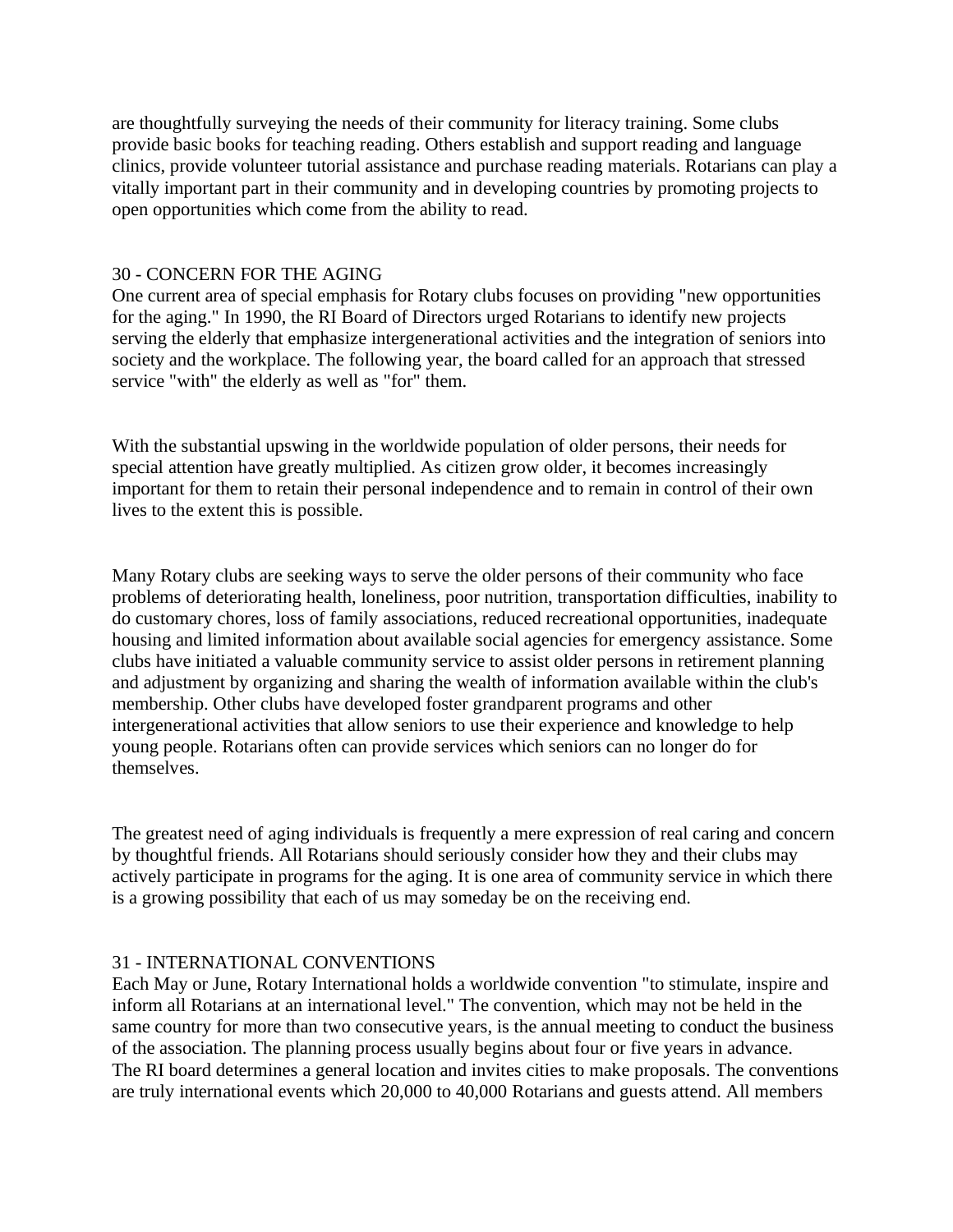are thoughtfully surveying the needs of their community for literacy training. Some clubs provide basic books for teaching reading. Others establish and support reading and language clinics, provide volunteer tutorial assistance and purchase reading materials. Rotarians can play a vitally important part in their community and in developing countries by promoting projects to open opportunities which come from the ability to read.

## 30 - CONCERN FOR THE AGING

One current area of special emphasis for Rotary clubs focuses on providing "new opportunities for the aging." In 1990, the RI Board of Directors urged Rotarians to identify new projects serving the elderly that emphasize intergenerational activities and the integration of seniors into society and the workplace. The following year, the board called for an approach that stressed service "with" the elderly as well as "for" them.

With the substantial upswing in the worldwide population of older persons, their needs for special attention have greatly multiplied. As citizen grow older, it becomes increasingly important for them to retain their personal independence and to remain in control of their own lives to the extent this is possible.

Many Rotary clubs are seeking ways to serve the older persons of their community who face problems of deteriorating health, loneliness, poor nutrition, transportation difficulties, inability to do customary chores, loss of family associations, reduced recreational opportunities, inadequate housing and limited information about available social agencies for emergency assistance. Some clubs have initiated a valuable community service to assist older persons in retirement planning and adjustment by organizing and sharing the wealth of information available within the club's membership. Other clubs have developed foster grandparent programs and other intergenerational activities that allow seniors to use their experience and knowledge to help young people. Rotarians often can provide services which seniors can no longer do for themselves.

The greatest need of aging individuals is frequently a mere expression of real caring and concern by thoughtful friends. All Rotarians should seriously consider how they and their clubs may actively participate in programs for the aging. It is one area of community service in which there is a growing possibility that each of us may someday be on the receiving end.

## 31 - INTERNATIONAL CONVENTIONS

Each May or June, Rotary International holds a worldwide convention "to stimulate, inspire and inform all Rotarians at an international level." The convention, which may not be held in the same country for more than two consecutive years, is the annual meeting to conduct the business of the association. The planning process usually begins about four or five years in advance. The RI board determines a general location and invites cities to make proposals. The conventions are truly international events which 20,000 to 40,000 Rotarians and guests attend. All members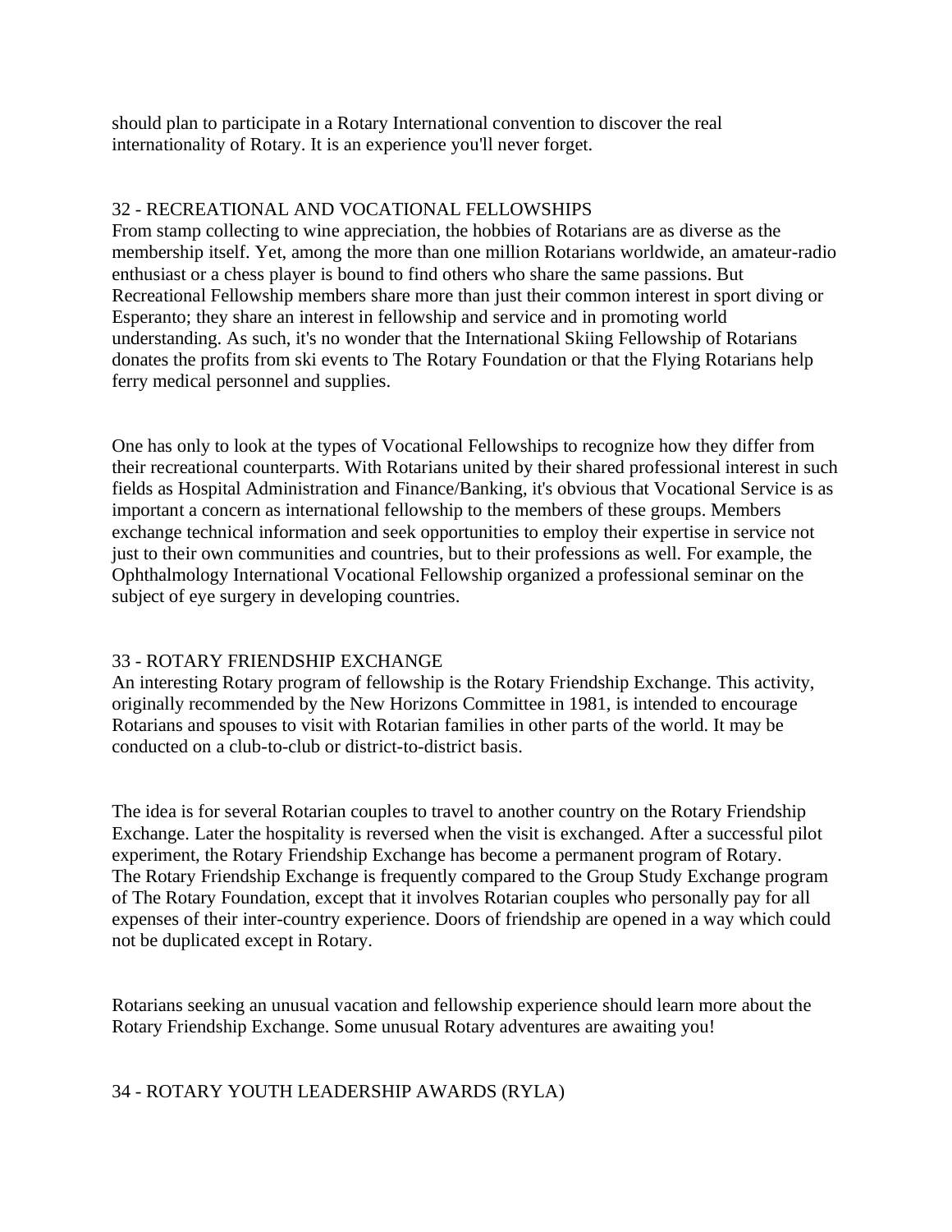should plan to participate in a Rotary International convention to discover the real internationality of Rotary. It is an experience you'll never forget.

## 32 - RECREATIONAL AND VOCATIONAL FELLOWSHIPS

From stamp collecting to wine appreciation, the hobbies of Rotarians are as diverse as the membership itself. Yet, among the more than one million Rotarians worldwide, an amateur-radio enthusiast or a chess player is bound to find others who share the same passions. But Recreational Fellowship members share more than just their common interest in sport diving or Esperanto; they share an interest in fellowship and service and in promoting world understanding. As such, it's no wonder that the International Skiing Fellowship of Rotarians donates the profits from ski events to The Rotary Foundation or that the Flying Rotarians help ferry medical personnel and supplies.

One has only to look at the types of Vocational Fellowships to recognize how they differ from their recreational counterparts. With Rotarians united by their shared professional interest in such fields as Hospital Administration and Finance/Banking, it's obvious that Vocational Service is as important a concern as international fellowship to the members of these groups. Members exchange technical information and seek opportunities to employ their expertise in service not just to their own communities and countries, but to their professions as well. For example, the Ophthalmology International Vocational Fellowship organized a professional seminar on the subject of eye surgery in developing countries.

## 33 - ROTARY FRIENDSHIP EXCHANGE

An interesting Rotary program of fellowship is the Rotary Friendship Exchange. This activity, originally recommended by the New Horizons Committee in 1981, is intended to encourage Rotarians and spouses to visit with Rotarian families in other parts of the world. It may be conducted on a club-to-club or district-to-district basis.

The idea is for several Rotarian couples to travel to another country on the Rotary Friendship Exchange. Later the hospitality is reversed when the visit is exchanged. After a successful pilot experiment, the Rotary Friendship Exchange has become a permanent program of Rotary. The Rotary Friendship Exchange is frequently compared to the Group Study Exchange program of The Rotary Foundation, except that it involves Rotarian couples who personally pay for all expenses of their inter-country experience. Doors of friendship are opened in a way which could not be duplicated except in Rotary.

Rotarians seeking an unusual vacation and fellowship experience should learn more about the Rotary Friendship Exchange. Some unusual Rotary adventures are awaiting you!

## 34 - ROTARY YOUTH LEADERSHIP AWARDS (RYLA)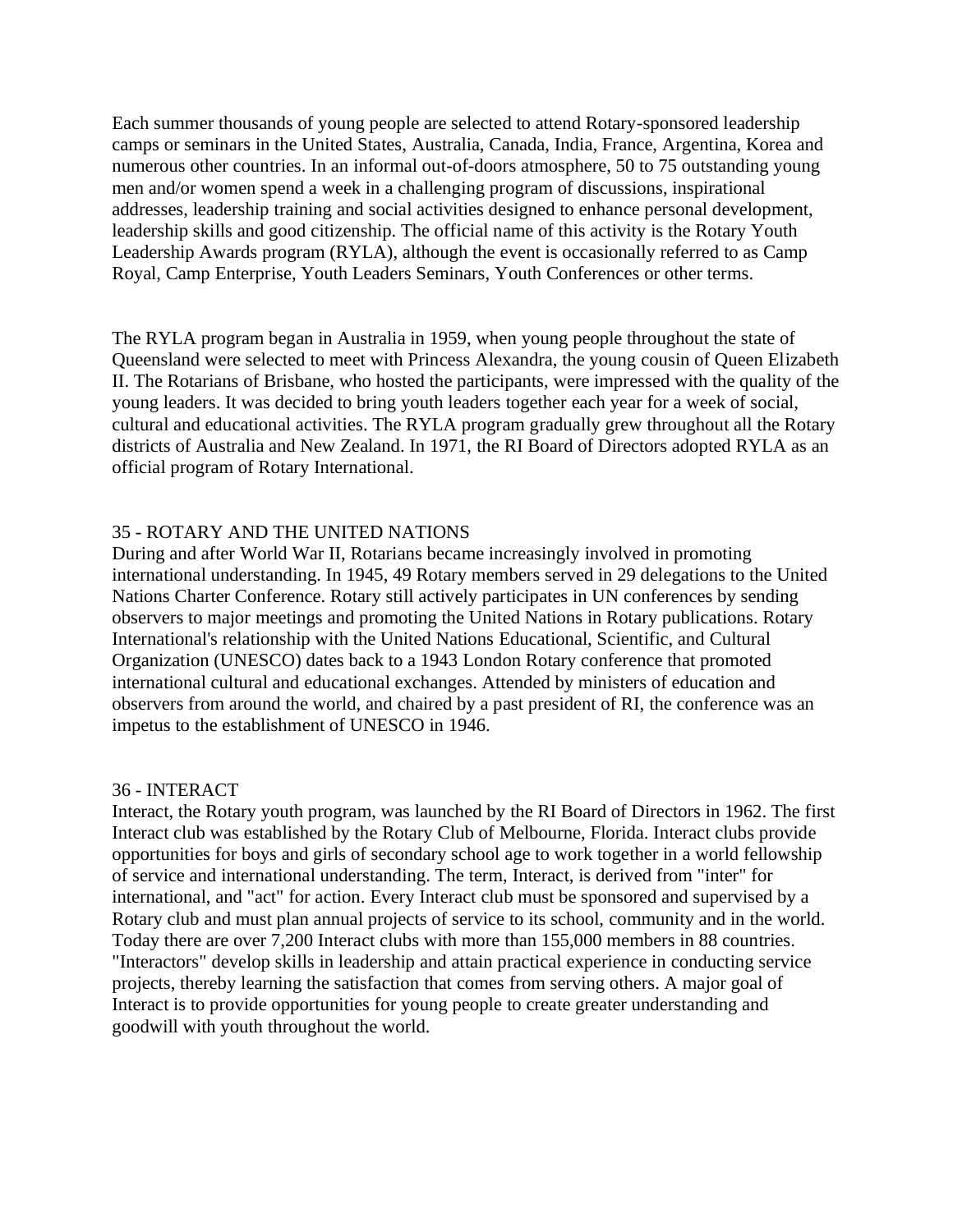Each summer thousands of young people are selected to attend Rotary-sponsored leadership camps or seminars in the United States, Australia, Canada, India, France, Argentina, Korea and numerous other countries. In an informal out-of-doors atmosphere, 50 to 75 outstanding young men and/or women spend a week in a challenging program of discussions, inspirational addresses, leadership training and social activities designed to enhance personal development, leadership skills and good citizenship. The official name of this activity is the Rotary Youth Leadership Awards program (RYLA), although the event is occasionally referred to as Camp Royal, Camp Enterprise, Youth Leaders Seminars, Youth Conferences or other terms.

The RYLA program began in Australia in 1959, when young people throughout the state of Queensland were selected to meet with Princess Alexandra, the young cousin of Queen Elizabeth II. The Rotarians of Brisbane, who hosted the participants, were impressed with the quality of the young leaders. It was decided to bring youth leaders together each year for a week of social, cultural and educational activities. The RYLA program gradually grew throughout all the Rotary districts of Australia and New Zealand. In 1971, the RI Board of Directors adopted RYLA as an official program of Rotary International.

## 35 - ROTARY AND THE UNITED NATIONS

During and after World War II, Rotarians became increasingly involved in promoting international understanding. In 1945, 49 Rotary members served in 29 delegations to the United Nations Charter Conference. Rotary still actively participates in UN conferences by sending observers to major meetings and promoting the United Nations in Rotary publications. Rotary International's relationship with the United Nations Educational, Scientific, and Cultural Organization (UNESCO) dates back to a 1943 London Rotary conference that promoted international cultural and educational exchanges. Attended by ministers of education and observers from around the world, and chaired by a past president of RI, the conference was an impetus to the establishment of UNESCO in 1946.

## 36 - INTERACT

Interact, the Rotary youth program, was launched by the RI Board of Directors in 1962. The first Interact club was established by the Rotary Club of Melbourne, Florida. Interact clubs provide opportunities for boys and girls of secondary school age to work together in a world fellowship of service and international understanding. The term, Interact, is derived from "inter" for international, and "act" for action. Every Interact club must be sponsored and supervised by a Rotary club and must plan annual projects of service to its school, community and in the world. Today there are over 7,200 Interact clubs with more than 155,000 members in 88 countries. "Interactors" develop skills in leadership and attain practical experience in conducting service projects, thereby learning the satisfaction that comes from serving others. A major goal of Interact is to provide opportunities for young people to create greater understanding and goodwill with youth throughout the world.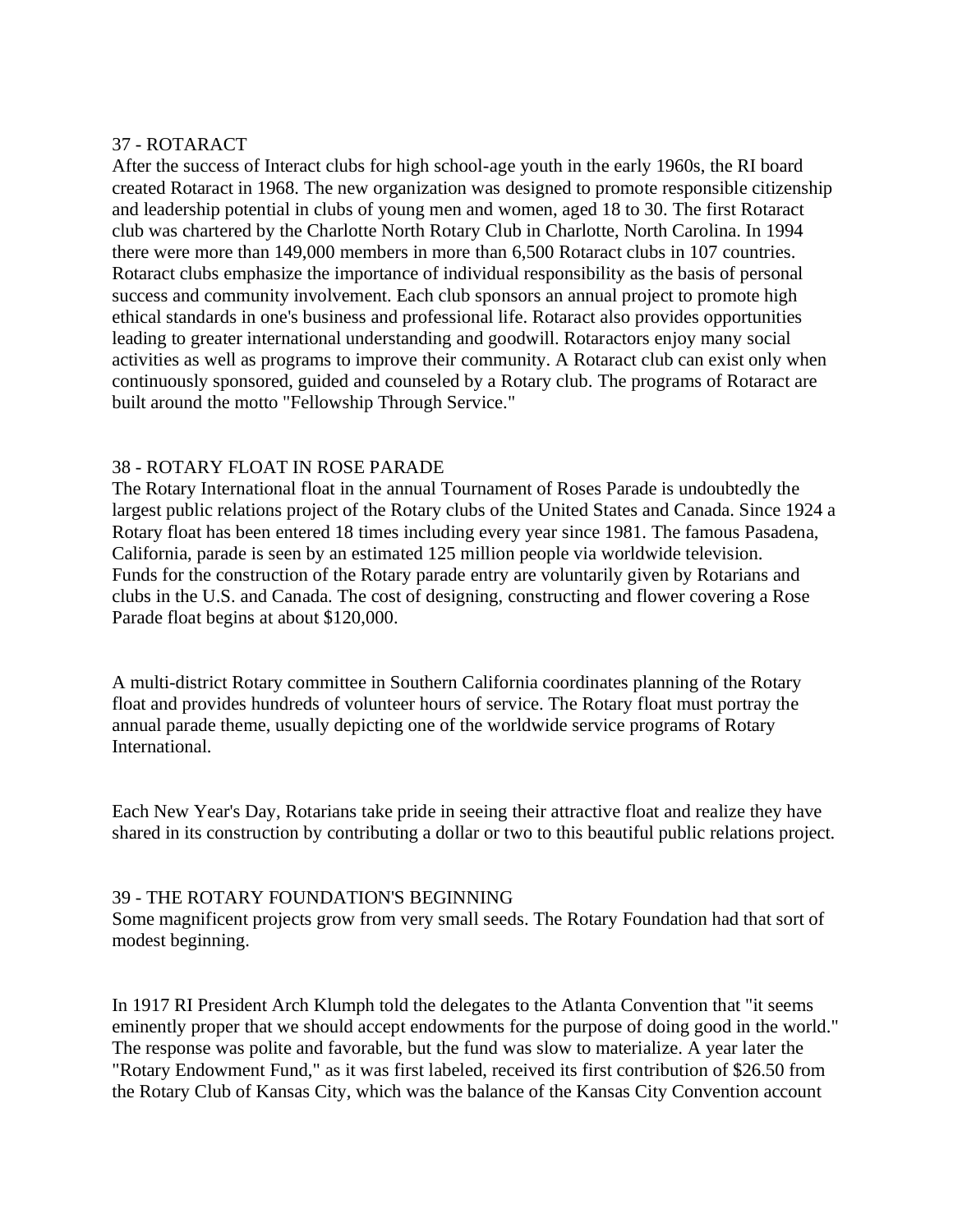## 37 - ROTARACT

After the success of Interact clubs for high school-age youth in the early 1960s, the RI board created Rotaract in 1968. The new organization was designed to promote responsible citizenship and leadership potential in clubs of young men and women, aged 18 to 30. The first Rotaract club was chartered by the Charlotte North Rotary Club in Charlotte, North Carolina. In 1994 there were more than 149,000 members in more than 6,500 Rotaract clubs in 107 countries. Rotaract clubs emphasize the importance of individual responsibility as the basis of personal success and community involvement. Each club sponsors an annual project to promote high ethical standards in one's business and professional life. Rotaract also provides opportunities leading to greater international understanding and goodwill. Rotaractors enjoy many social activities as well as programs to improve their community. A Rotaract club can exist only when continuously sponsored, guided and counseled by a Rotary club. The programs of Rotaract are built around the motto "Fellowship Through Service."

## 38 - ROTARY FLOAT IN ROSE PARADE

The Rotary International float in the annual Tournament of Roses Parade is undoubtedly the largest public relations project of the Rotary clubs of the United States and Canada. Since 1924 a Rotary float has been entered 18 times including every year since 1981. The famous Pasadena, California, parade is seen by an estimated 125 million people via worldwide television. Funds for the construction of the Rotary parade entry are voluntarily given by Rotarians and clubs in the U.S. and Canada. The cost of designing, constructing and flower covering a Rose Parade float begins at about $120,000.

A multi-district Rotary committee in Southern California coordinates planning of the Rotary float and provides hundreds of volunteer hours of service. The Rotary float must portray the annual parade theme, usually depicting one of the worldwide service programs of Rotary International.

Each New Year's Day, Rotarians take pride in seeing their attractive float and realize they have shared in its construction by contributing a dollar or two to this beautiful public relations project.

## 39 - THE ROTARY FOUNDATION'S BEGINNING

Some magnificent projects grow from very small seeds. The Rotary Foundation had that sort of modest beginning.

In 1917 RI President Arch Klumph told the delegates to the Atlanta Convention that "it seems eminently proper that we should accept endowments for the purpose of doing good in the world." The response was polite and favorable, but the fund was slow to materialize. A year later the "Rotary Endowment Fund," as it was first labeled, received its first contribution of $26.50 from the Rotary Club of Kansas City, which was the balance of the Kansas City Convention account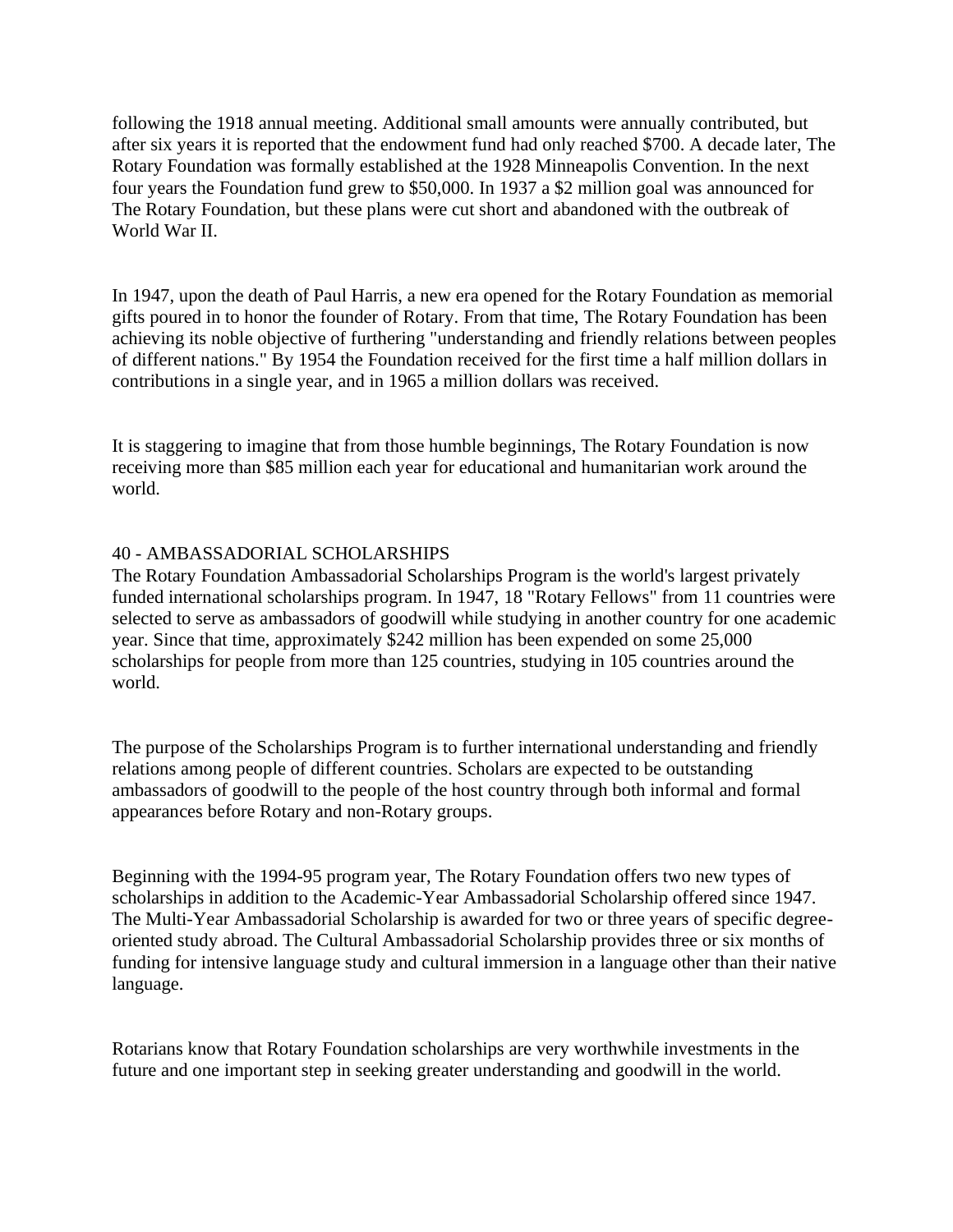following the 1918 annual meeting. Additional small amounts were annually contributed, but after six years it is reported that the endowment fund had only reached $700. A decade later, The Rotary Foundation was formally established at the 1928 Minneapolis Convention. In the next four years the Foundation fund grew to $50,000. In 1937 a $2 million goal was announced for The Rotary Foundation, but these plans were cut short and abandoned with the outbreak of World War II.

In 1947, upon the death of Paul Harris, a new era opened for the Rotary Foundation as memorial gifts poured in to honor the founder of Rotary. From that time, The Rotary Foundation has been achieving its noble objective of furthering "understanding and friendly relations between peoples of different nations." By 1954 the Foundation received for the first time a half million dollars in contributions in a single year, and in 1965 a million dollars was received.

It is staggering to imagine that from those humble beginnings, The Rotary Foundation is now receiving more than $85 million each year for educational and humanitarian work around the world.

## 40 - AMBASSADORIAL SCHOLARSHIPS

The Rotary Foundation Ambassadorial Scholarships Program is the world's largest privately funded international scholarships program. In 1947, 18 "Rotary Fellows" from 11 countries were selected to serve as ambassadors of goodwill while studying in another country for one academic year. Since that time, approximately $242 million has been expended on some 25,000 scholarships for people from more than 125 countries, studying in 105 countries around the world.

The purpose of the Scholarships Program is to further international understanding and friendly relations among people of different countries. Scholars are expected to be outstanding ambassadors of goodwill to the people of the host country through both informal and formal appearances before Rotary and non-Rotary groups.

Beginning with the 1994-95 program year, The Rotary Foundation offers two new types of scholarships in addition to the Academic-Year Ambassadorial Scholarship offered since 1947. The Multi-Year Ambassadorial Scholarship is awarded for two or three years of specific degree-oriented study abroad. The Cultural Ambassadorial Scholarship provides three or six months of funding for intensive language study and cultural immersion in a language other than their native language.

Rotarians know that Rotary Foundation scholarships are very worthwhile investments in the future and one important step in seeking greater understanding and goodwill in the world.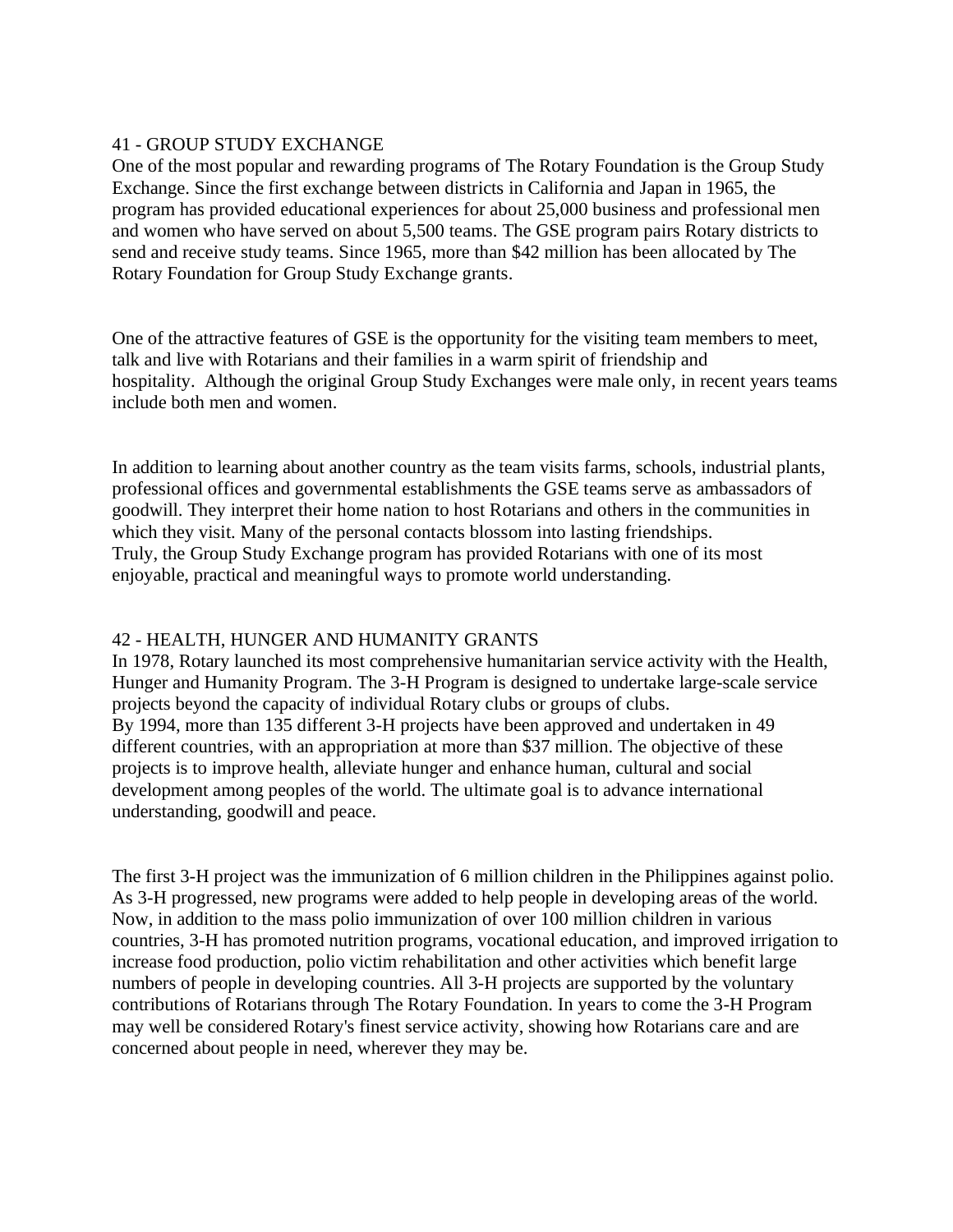## 41 - GROUP STUDY EXCHANGE

One of the most popular and rewarding programs of The Rotary Foundation is the Group Study Exchange. Since the first exchange between districts in California and Japan in 1965, the program has provided educational experiences for about 25,000 business and professional men and women who have served on about 5,500 teams. The GSE program pairs Rotary districts to send and receive study teams. Since 1965, more than $42 million has been allocated by The Rotary Foundation for Group Study Exchange grants.

One of the attractive features of GSE is the opportunity for the visiting team members to meet, talk and live with Rotarians and their families in a warm spirit of friendship and hospitality. Although the original Group Study Exchanges were male only, in recent years teams include both men and women.

In addition to learning about another country as the team visits farms, schools, industrial plants, professional offices and governmental establishments the GSE teams serve as ambassadors of goodwill. They interpret their home nation to host Rotarians and others in the communities in which they visit. Many of the personal contacts blossom into lasting friendships.
Truly, the Group Study Exchange program has provided Rotarians with one of its most enjoyable, practical and meaningful ways to promote world understanding.

## 42 - HEALTH, HUNGER AND HUMANITY GRANTS

In 1978, Rotary launched its most comprehensive humanitarian service activity with the Health, Hunger and Humanity Program. The 3-H Program is designed to undertake large-scale service projects beyond the capacity of individual Rotary clubs or groups of clubs.
By 1994, more than 135 different 3-H projects have been approved and undertaken in 49 different countries, with an appropriation at more than $37 million. The objective of these projects is to improve health, alleviate hunger and enhance human, cultural and social development among peoples of the world. The ultimate goal is to advance international understanding, goodwill and peace.

The first 3-H project was the immunization of 6 million children in the Philippines against polio. As 3-H progressed, new programs were added to help people in developing areas of the world. Now, in addition to the mass polio immunization of over 100 million children in various countries, 3-H has promoted nutrition programs, vocational education, and improved irrigation to increase food production, polio victim rehabilitation and other activities which benefit large numbers of people in developing countries. All 3-H projects are supported by the voluntary contributions of Rotarians through The Rotary Foundation. In years to come the 3-H Program may well be considered Rotary's finest service activity, showing how Rotarians care and are concerned about people in need, wherever they may be.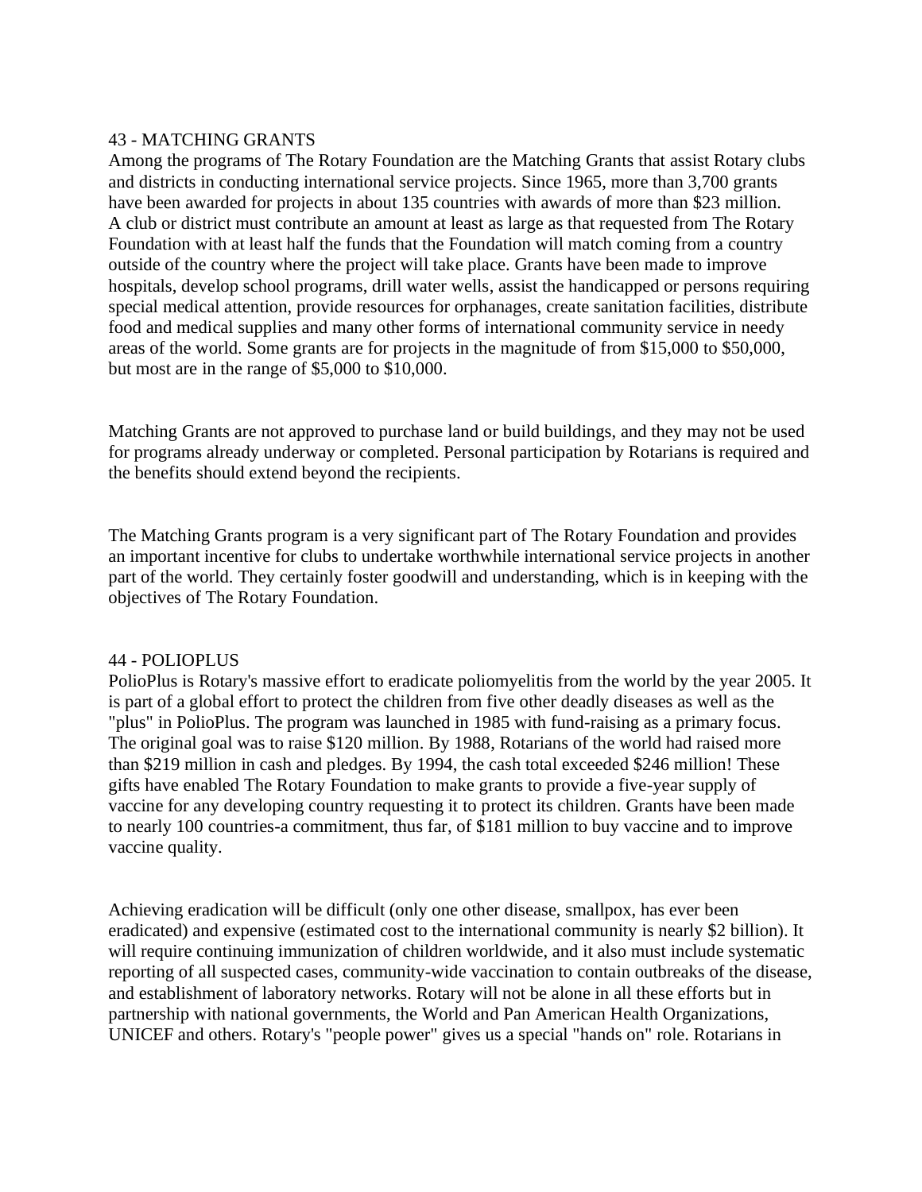## 43 - MATCHING GRANTS

Among the programs of The Rotary Foundation are the Matching Grants that assist Rotary clubs and districts in conducting international service projects. Since 1965, more than 3,700 grants have been awarded for projects in about 135 countries with awards of more than $23 million. A club or district must contribute an amount at least as large as that requested from The Rotary Foundation with at least half the funds that the Foundation will match coming from a country outside of the country where the project will take place. Grants have been made to improve hospitals, develop school programs, drill water wells, assist the handicapped or persons requiring special medical attention, provide resources for orphanages, create sanitation facilities, distribute food and medical supplies and many other forms of international community service in needy areas of the world. Some grants are for projects in the magnitude of from $15,000 to $50,000, but most are in the range of $5,000 to $10,000.

Matching Grants are not approved to purchase land or build buildings, and they may not be used for programs already underway or completed. Personal participation by Rotarians is required and the benefits should extend beyond the recipients.

The Matching Grants program is a very significant part of The Rotary Foundation and provides an important incentive for clubs to undertake worthwhile international service projects in another part of the world. They certainly foster goodwill and understanding, which is in keeping with the objectives of The Rotary Foundation.

## 44 - POLIOPLUS

PolioPlus is Rotary's massive effort to eradicate poliomyelitis from the world by the year 2005. It is part of a global effort to protect the children from five other deadly diseases as well as the "plus" in PolioPlus. The program was launched in 1985 with fund-raising as a primary focus. The original goal was to raise $120 million. By 1988, Rotarians of the world had raised more than $219 million in cash and pledges. By 1994, the cash total exceeded $246 million! These gifts have enabled The Rotary Foundation to make grants to provide a five-year supply of vaccine for any developing country requesting it to protect its children. Grants have been made to nearly 100 countries-a commitment, thus far, of $181 million to buy vaccine and to improve vaccine quality.

Achieving eradication will be difficult (only one other disease, smallpox, has ever been eradicated) and expensive (estimated cost to the international community is nearly $2 billion). It will require continuing immunization of children worldwide, and it also must include systematic reporting of all suspected cases, community-wide vaccination to contain outbreaks of the disease, and establishment of laboratory networks. Rotary will not be alone in all these efforts but in partnership with national governments, the World and Pan American Health Organizations, UNICEF and others. Rotary's "people power" gives us a special "hands on" role. Rotarians in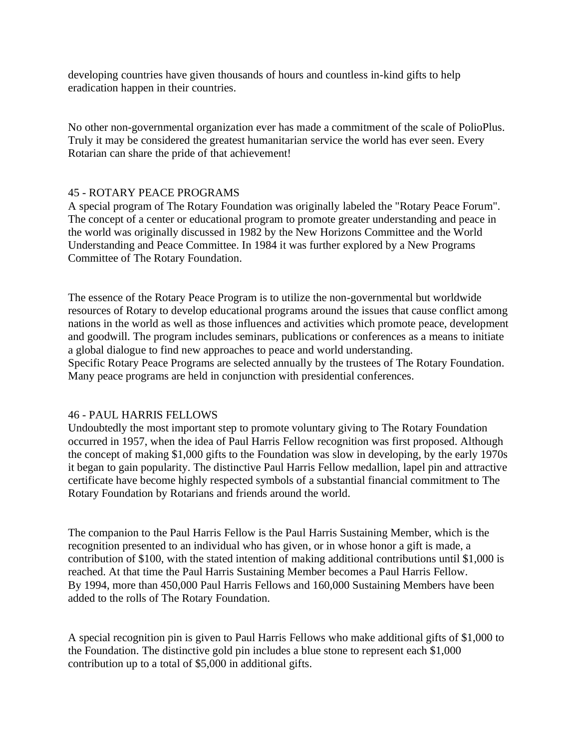developing countries have given thousands of hours and countless in-kind gifts to help eradication happen in their countries.

No other non-governmental organization ever has made a commitment of the scale of PolioPlus. Truly it may be considered the greatest humanitarian service the world has ever seen. Every Rotarian can share the pride of that achievement!

## 45 - ROTARY PEACE PROGRAMS

A special program of The Rotary Foundation was originally labeled the "Rotary Peace Forum". The concept of a center or educational program to promote greater understanding and peace in the world was originally discussed in 1982 by the New Horizons Committee and the World Understanding and Peace Committee. In 1984 it was further explored by a New Programs Committee of The Rotary Foundation.

The essence of the Rotary Peace Program is to utilize the non-governmental but worldwide resources of Rotary to develop educational programs around the issues that cause conflict among nations in the world as well as those influences and activities which promote peace, development and goodwill. The program includes seminars, publications or conferences as a means to initiate a global dialogue to find new approaches to peace and world understanding.
Specific Rotary Peace Programs are selected annually by the trustees of The Rotary Foundation. Many peace programs are held in conjunction with presidential conferences.

## 46 - PAUL HARRIS FELLOWS

Undoubtedly the most important step to promote voluntary giving to The Rotary Foundation occurred in 1957, when the idea of Paul Harris Fellow recognition was first proposed. Although the concept of making $1,000 gifts to the Foundation was slow in developing, by the early 1970s it began to gain popularity. The distinctive Paul Harris Fellow medallion, lapel pin and attractive certificate have become highly respected symbols of a substantial financial commitment to The Rotary Foundation by Rotarians and friends around the world.

The companion to the Paul Harris Fellow is the Paul Harris Sustaining Member, which is the recognition presented to an individual who has given, or in whose honor a gift is made, a contribution of $100, with the stated intention of making additional contributions until $1,000 is reached. At that time the Paul Harris Sustaining Member becomes a Paul Harris Fellow.
By 1994, more than 450,000 Paul Harris Fellows and 160,000 Sustaining Members have been added to the rolls of The Rotary Foundation.

A special recognition pin is given to Paul Harris Fellows who make additional gifts of $1,000 to the Foundation. The distinctive gold pin includes a blue stone to represent each $1,000 contribution up to a total of $5,000 in additional gifts.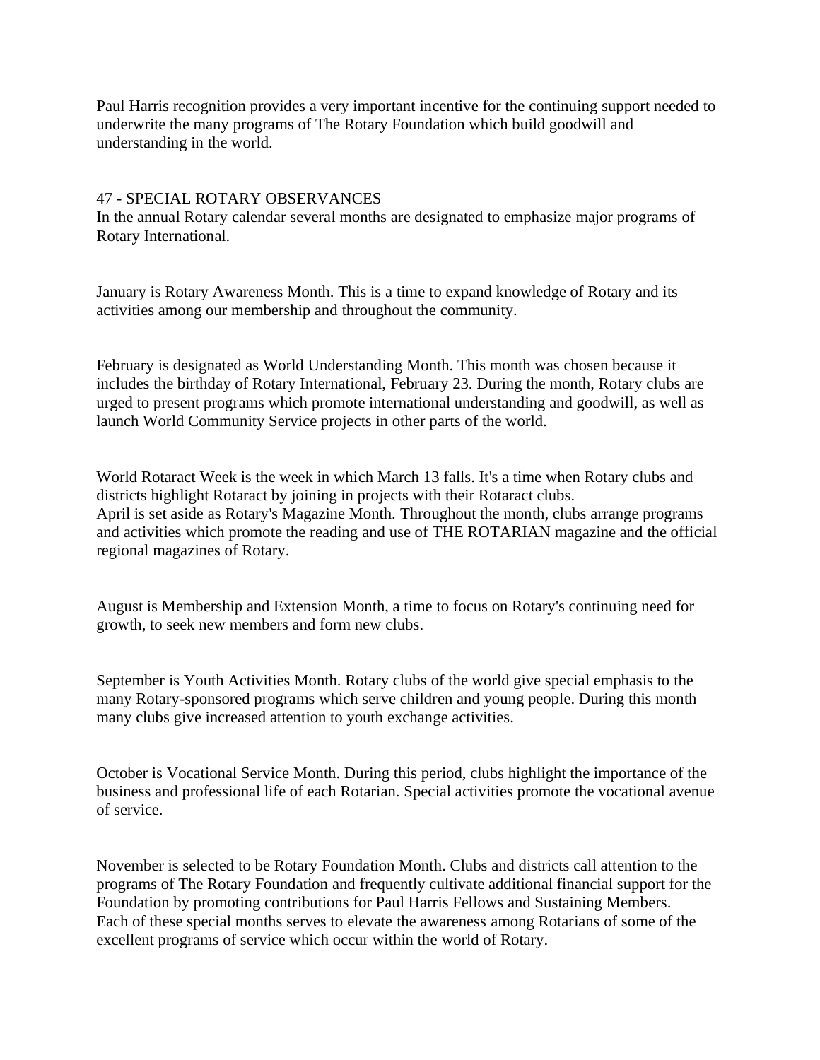Paul Harris recognition provides a very important incentive for the continuing support needed to underwrite the many programs of The Rotary Foundation which build goodwill and understanding in the world.

## 47 - SPECIAL ROTARY OBSERVANCES

In the annual Rotary calendar several months are designated to emphasize major programs of Rotary International.

January is Rotary Awareness Month. This is a time to expand knowledge of Rotary and its activities among our membership and throughout the community.

February is designated as World Understanding Month. This month was chosen because it includes the birthday of Rotary International, February 23. During the month, Rotary clubs are urged to present programs which promote international understanding and goodwill, as well as launch World Community Service projects in other parts of the world.

World Rotaract Week is the week in which March 13 falls. It's a time when Rotary clubs and districts highlight Rotaract by joining in projects with their Rotaract clubs.
April is set aside as Rotary's Magazine Month. Throughout the month, clubs arrange programs and activities which promote the reading and use of THE ROTARIAN magazine and the official regional magazines of Rotary.

August is Membership and Extension Month, a time to focus on Rotary's continuing need for growth, to seek new members and form new clubs.

September is Youth Activities Month. Rotary clubs of the world give special emphasis to the many Rotary-sponsored programs which serve children and young people. During this month many clubs give increased attention to youth exchange activities.

October is Vocational Service Month. During this period, clubs highlight the importance of the business and professional life of each Rotarian. Special activities promote the vocational avenue of service.

November is selected to be Rotary Foundation Month. Clubs and districts call attention to the programs of The Rotary Foundation and frequently cultivate additional financial support for the Foundation by promoting contributions for Paul Harris Fellows and Sustaining Members.
Each of these special months serves to elevate the awareness among Rotarians of some of the excellent programs of service which occur within the world of Rotary.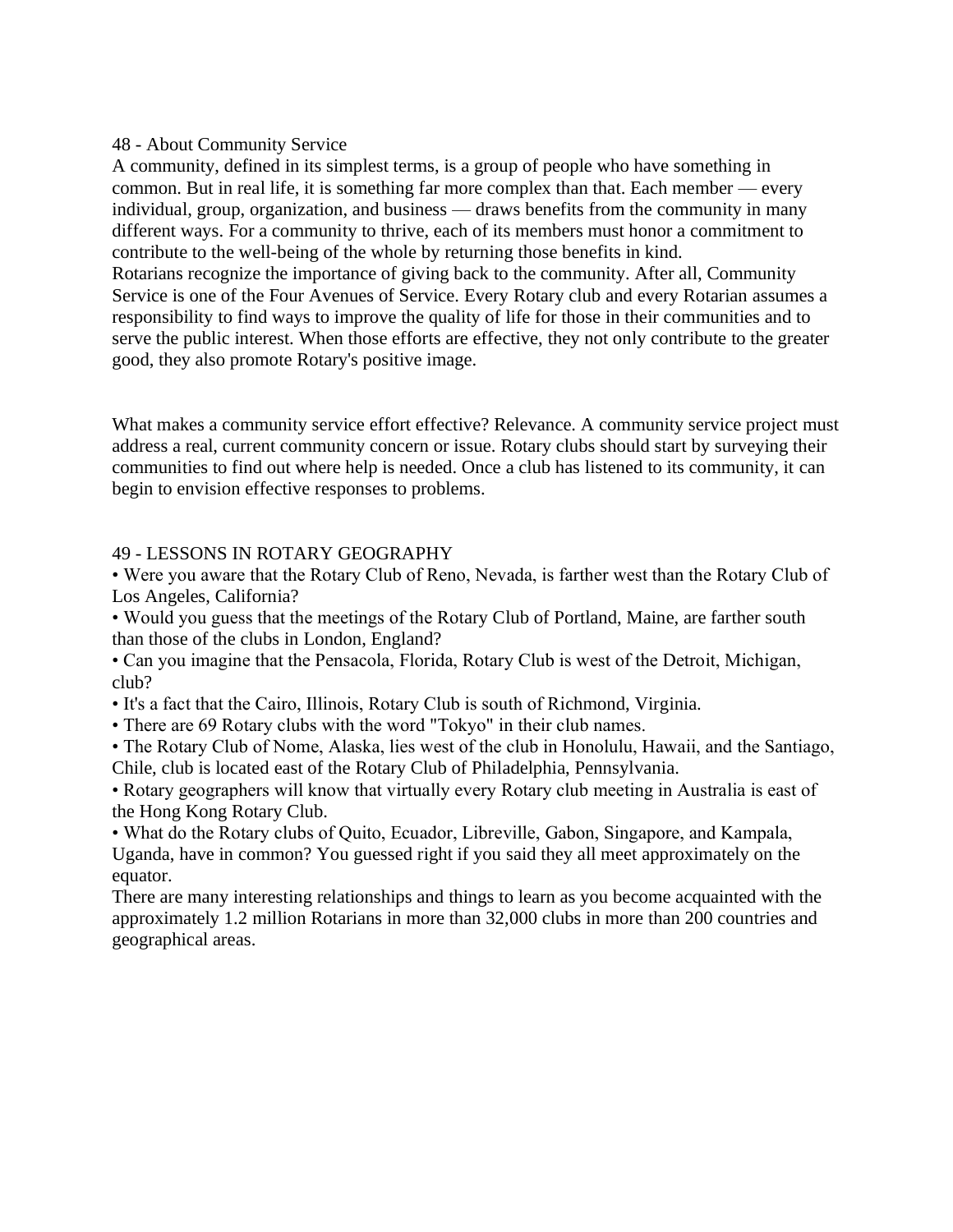## 48 - About Community Service

A community, defined in its simplest terms, is a group of people who have something in common. But in real life, it is something far more complex than that. Each member — every individual, group, organization, and business — draws benefits from the community in many different ways. For a community to thrive, each of its members must honor a commitment to contribute to the well-being of the whole by returning those benefits in kind.

Rotarians recognize the importance of giving back to the community. After all, Community Service is one of the Four Avenues of Service. Every Rotary club and every Rotarian assumes a responsibility to find ways to improve the quality of life for those in their communities and to serve the public interest. When those efforts are effective, they not only contribute to the greater good, they also promote Rotary's positive image.

What makes a community service effort effective? Relevance. A community service project must address a real, current community concern or issue. Rotary clubs should start by surveying their communities to find out where help is needed. Once a club has listened to its community, it can begin to envision effective responses to problems.

## 49 - LESSONS IN ROTARY GEOGRAPHY

- Were you aware that the Rotary Club of Reno, Nevada, is farther west than the Rotary Club of Los Angeles, California?
- Would you guess that the meetings of the Rotary Club of Portland, Maine, are farther south than those of the clubs in London, England?
- Can you imagine that the Pensacola, Florida, Rotary Club is west of the Detroit, Michigan, club?
- It's a fact that the Cairo, Illinois, Rotary Club is south of Richmond, Virginia.
- There are 69 Rotary clubs with the word "Tokyo" in their club names.
- The Rotary Club of Nome, Alaska, lies west of the club in Honolulu, Hawaii, and the Santiago, Chile, club is located east of the Rotary Club of Philadelphia, Pennsylvania.
- Rotary geographers will know that virtually every Rotary club meeting in Australia is east of the Hong Kong Rotary Club.
- What do the Rotary clubs of Quito, Ecuador, Libreville, Gabon, Singapore, and Kampala, Uganda, have in common? You guessed right if you said they all meet approximately on the equator.

There are many interesting relationships and things to learn as you become acquainted with the approximately 1.2 million Rotarians in more than 32,000 clubs in more than 200 countries and geographical areas.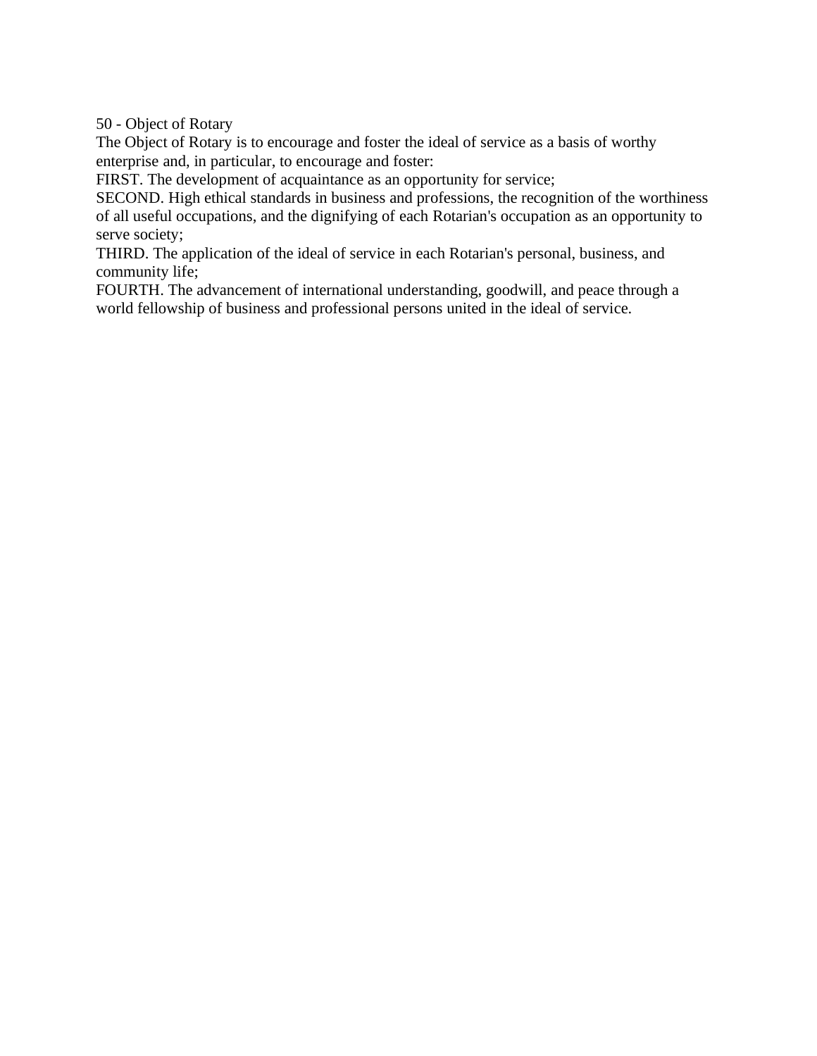## 50 - Object of Rotary

The Object of Rotary is to encourage and foster the ideal of service as a basis of worthy enterprise and, in particular, to encourage and foster:

FIRST. The development of acquaintance as an opportunity for service;

SECOND. High ethical standards in business and professions, the recognition of the worthiness of all useful occupations, and the dignifying of each Rotarian's occupation as an opportunity to serve society;

THIRD. The application of the ideal of service in each Rotarian's personal, business, and community life;

FOURTH. The advancement of international understanding, goodwill, and peace through a world fellowship of business and professional persons united in the ideal of service.